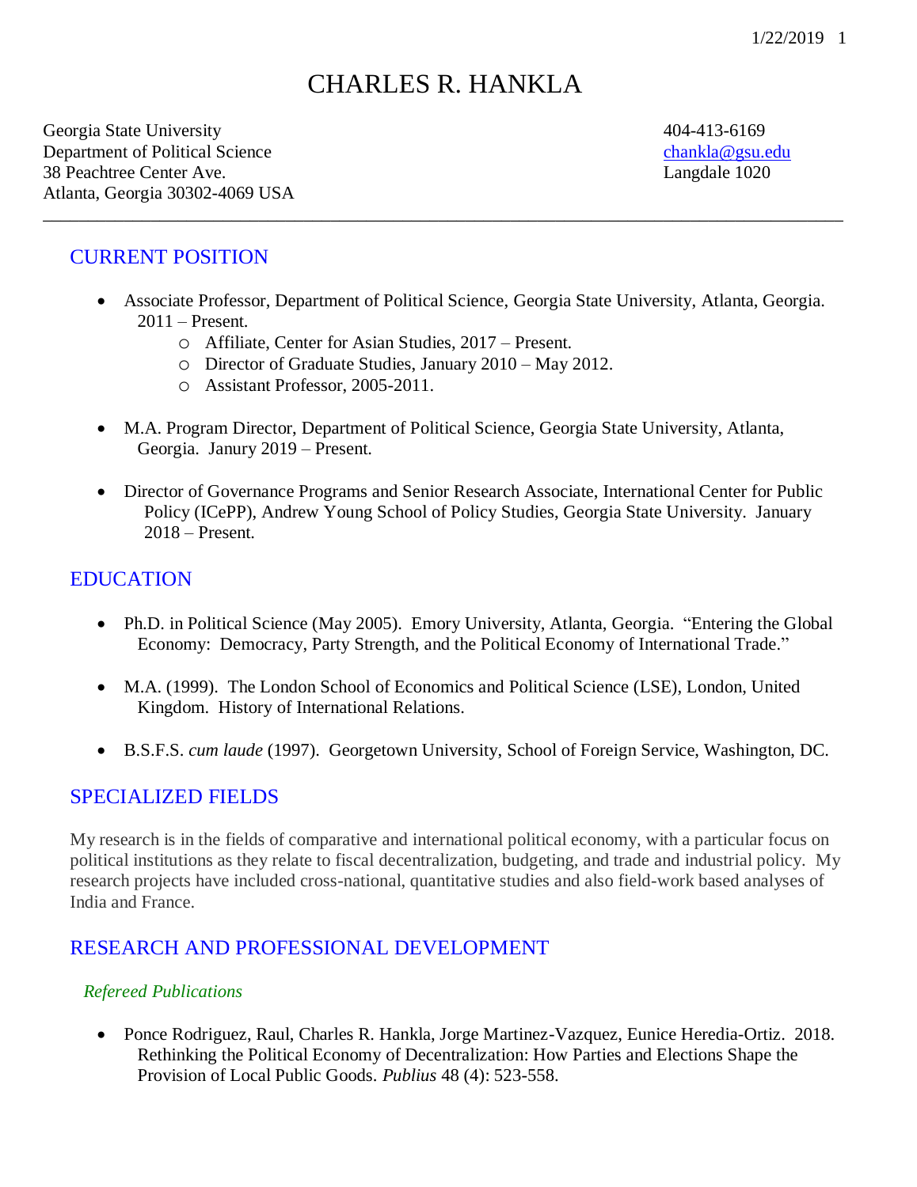# CHARLES R. HANKLA

Georgia State University
Department of Political Science
38 Peachtree Center Ave.
Atlanta, Georgia 30302-4069 USA

404-413-6169
chankla@gsu.edu
Langdale 1020

---

## CURRENT POSITION

- Associate Professor, Department of Political Science, Georgia State University, Atlanta, Georgia. 2011 – Present.
  - Affiliate, Center for Asian Studies, 2017 – Present.
  - Director of Graduate Studies, January 2010 – May 2012.
  - Assistant Professor, 2005-2011.

- M.A. Program Director, Department of Political Science, Georgia State University, Atlanta, Georgia. Janury 2019 – Present.

- Director of Governance Programs and Senior Research Associate, International Center for Public Policy (ICePP), Andrew Young School of Policy Studies, Georgia State University. January 2018 – Present.

## EDUCATION

- Ph.D. in Political Science (May 2005). Emory University, Atlanta, Georgia. "Entering the Global Economy: Democracy, Party Strength, and the Political Economy of International Trade."

- M.A. (1999). The London School of Economics and Political Science (LSE), London, United Kingdom. History of International Relations.

- B.S.F.S. *cum laude* (1997). Georgetown University, School of Foreign Service, Washington, DC.

## SPECIALIZED FIELDS

My research is in the fields of comparative and international political economy, with a particular focus on political institutions as they relate to fiscal decentralization, budgeting, and trade and industrial policy. My research projects have included cross-national, quantitative studies and also field-work based analyses of India and France.

## RESEARCH AND PROFESSIONAL DEVELOPMENT

### *Refereed Publications*

- Ponce Rodriguez, Raul, Charles R. Hankla, Jorge Martinez-Vazquez, Eunice Heredia-Ortiz. 2018. Rethinking the Political Economy of Decentralization: How Parties and Elections Shape the Provision of Local Public Goods. *Publius* 48 (4): 523-558.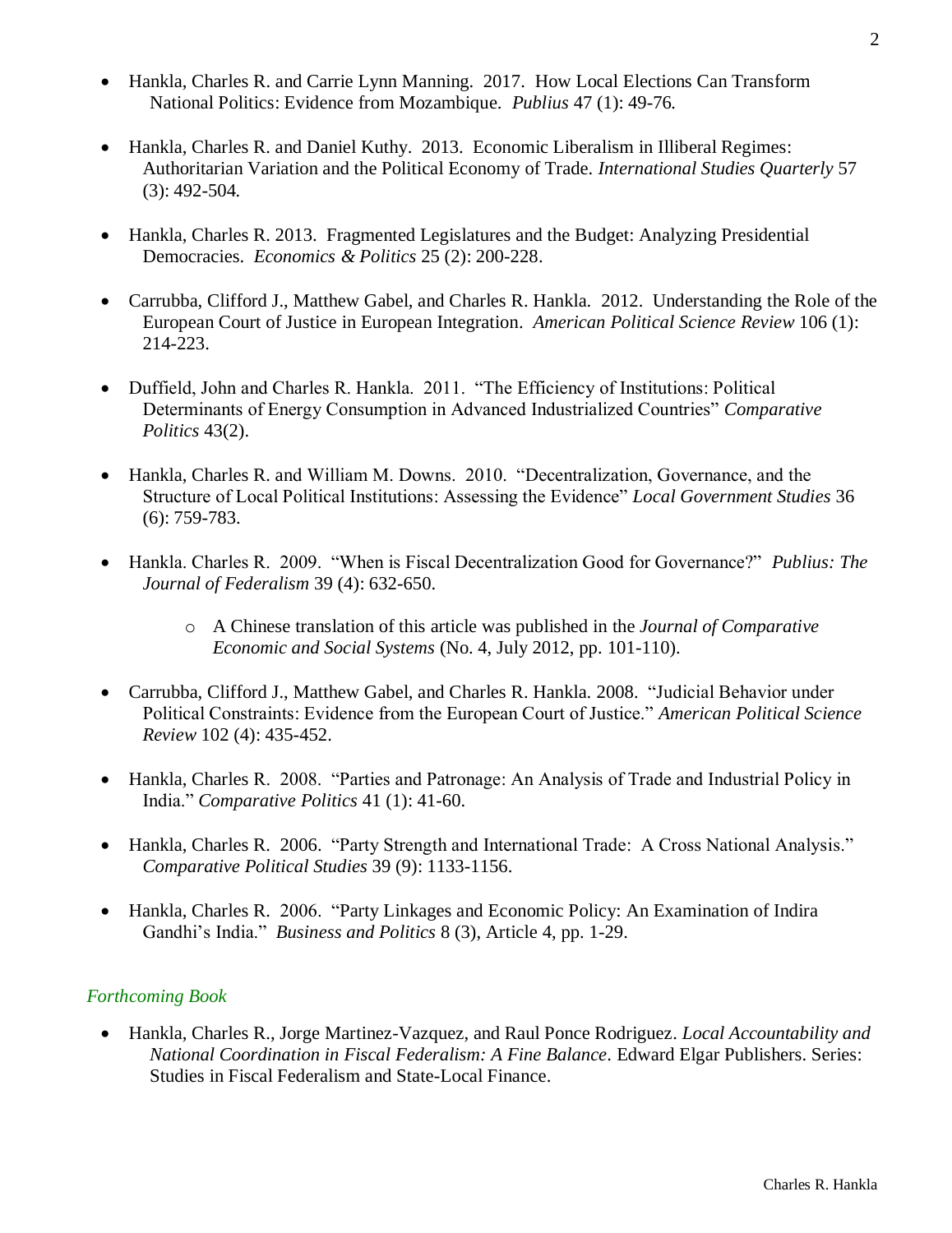- Hankla, Charles R. and Carrie Lynn Manning. 2017. How Local Elections Can Transform National Politics: Evidence from Mozambique. *Publius* 47 (1): 49-76.

- Hankla, Charles R. and Daniel Kuthy. 2013. Economic Liberalism in Illiberal Regimes: Authoritarian Variation and the Political Economy of Trade. *International Studies Quarterly* 57 (3): 492-504.

- Hankla, Charles R. 2013. Fragmented Legislatures and the Budget: Analyzing Presidential Democracies. *Economics & Politics* 25 (2): 200-228.

- Carrubba, Clifford J., Matthew Gabel, and Charles R. Hankla. 2012. Understanding the Role of the European Court of Justice in European Integration. *American Political Science Review* 106 (1): 214-223.

- Duffield, John and Charles R. Hankla. 2011. "The Efficiency of Institutions: Political Determinants of Energy Consumption in Advanced Industrialized Countries" *Comparative Politics* 43(2).

- Hankla, Charles R. and William M. Downs. 2010. "Decentralization, Governance, and the Structure of Local Political Institutions: Assessing the Evidence" *Local Government Studies* 36 (6): 759-783.

- Hankla. Charles R. 2009. "When is Fiscal Decentralization Good for Governance?" *Publius: The Journal of Federalism* 39 (4): 632-650.
  - A Chinese translation of this article was published in the *Journal of Comparative Economic and Social Systems* (No. 4, July 2012, pp. 101-110).

- Carrubba, Clifford J., Matthew Gabel, and Charles R. Hankla. 2008. "Judicial Behavior under Political Constraints: Evidence from the European Court of Justice." *American Political Science Review* 102 (4): 435-452.

- Hankla, Charles R. 2008. "Parties and Patronage: An Analysis of Trade and Industrial Policy in India." *Comparative Politics* 41 (1): 41-60.

- Hankla, Charles R. 2006. "Party Strength and International Trade: A Cross National Analysis." *Comparative Political Studies* 39 (9): 1133-1156.

- Hankla, Charles R. 2006. "Party Linkages and Economic Policy: An Examination of Indira Gandhi's India." *Business and Politics* 8 (3), Article 4, pp. 1-29.

### *Forthcoming Book*

- Hankla, Charles R., Jorge Martinez-Vazquez, and Raul Ponce Rodriguez. *Local Accountability and National Coordination in Fiscal Federalism: A Fine Balance*. Edward Elgar Publishers. Series: Studies in Fiscal Federalism and State-Local Finance.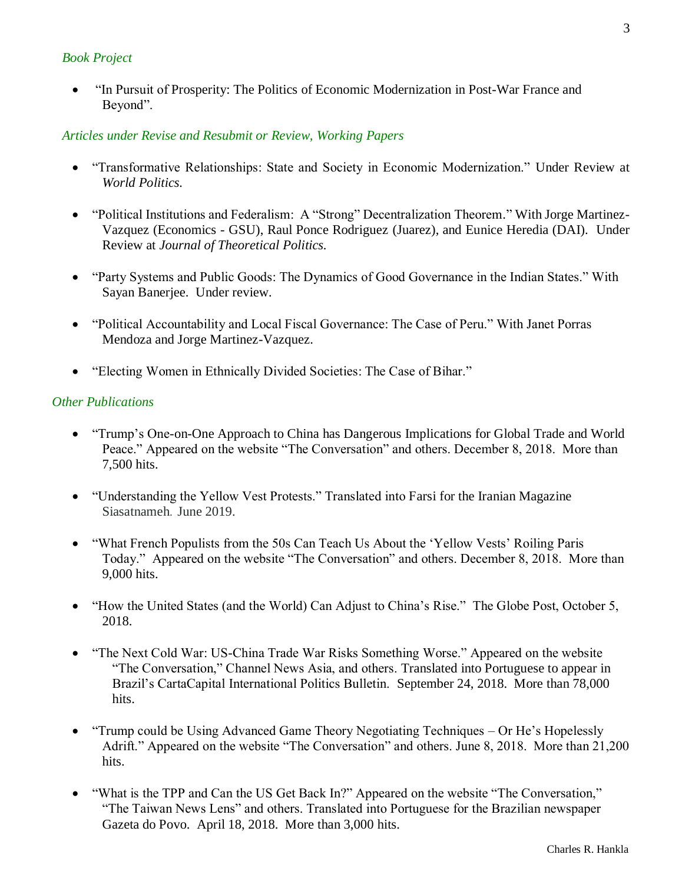### *Book Project*

- "In Pursuit of Prosperity: The Politics of Economic Modernization in Post-War France and Beyond".

### *Articles under Revise and Resubmit or Review, Working Papers*

- "Transformative Relationships: State and Society in Economic Modernization." Under Review at *World Politics.*

- "Political Institutions and Federalism: A "Strong" Decentralization Theorem." With Jorge Martinez-Vazquez (Economics - GSU), Raul Ponce Rodriguez (Juarez), and Eunice Heredia (DAI). Under Review at *Journal of Theoretical Politics.*

- "Party Systems and Public Goods: The Dynamics of Good Governance in the Indian States." With Sayan Banerjee. Under review.

- "Political Accountability and Local Fiscal Governance: The Case of Peru." With Janet Porras Mendoza and Jorge Martinez-Vazquez.

- "Electing Women in Ethnically Divided Societies: The Case of Bihar."

### *Other Publications*

- "Trump's One-on-One Approach to China has Dangerous Implications for Global Trade and World Peace." Appeared on the website "The Conversation" and others. December 8, 2018. More than 7,500 hits.

- "Understanding the Yellow Vest Protests." Translated into Farsi for the Iranian Magazine Siasatnameh. June 2019.

- "What French Populists from the 50s Can Teach Us About the 'Yellow Vests' Roiling Paris Today." Appeared on the website "The Conversation" and others. December 8, 2018. More than 9,000 hits.

- "How the United States (and the World) Can Adjust to China's Rise." The Globe Post, October 5, 2018.

- "The Next Cold War: US-China Trade War Risks Something Worse." Appeared on the website "The Conversation," Channel News Asia, and others. Translated into Portuguese to appear in Brazil's CartaCapital International Politics Bulletin. September 24, 2018. More than 78,000 hits.

- "Trump could be Using Advanced Game Theory Negotiating Techniques – Or He's Hopelessly Adrift." Appeared on the website "The Conversation" and others. June 8, 2018. More than 21,200 hits.

- "What is the TPP and Can the US Get Back In?" Appeared on the website "The Conversation," "The Taiwan News Lens" and others. Translated into Portuguese for the Brazilian newspaper Gazeta do Povo. April 18, 2018. More than 3,000 hits.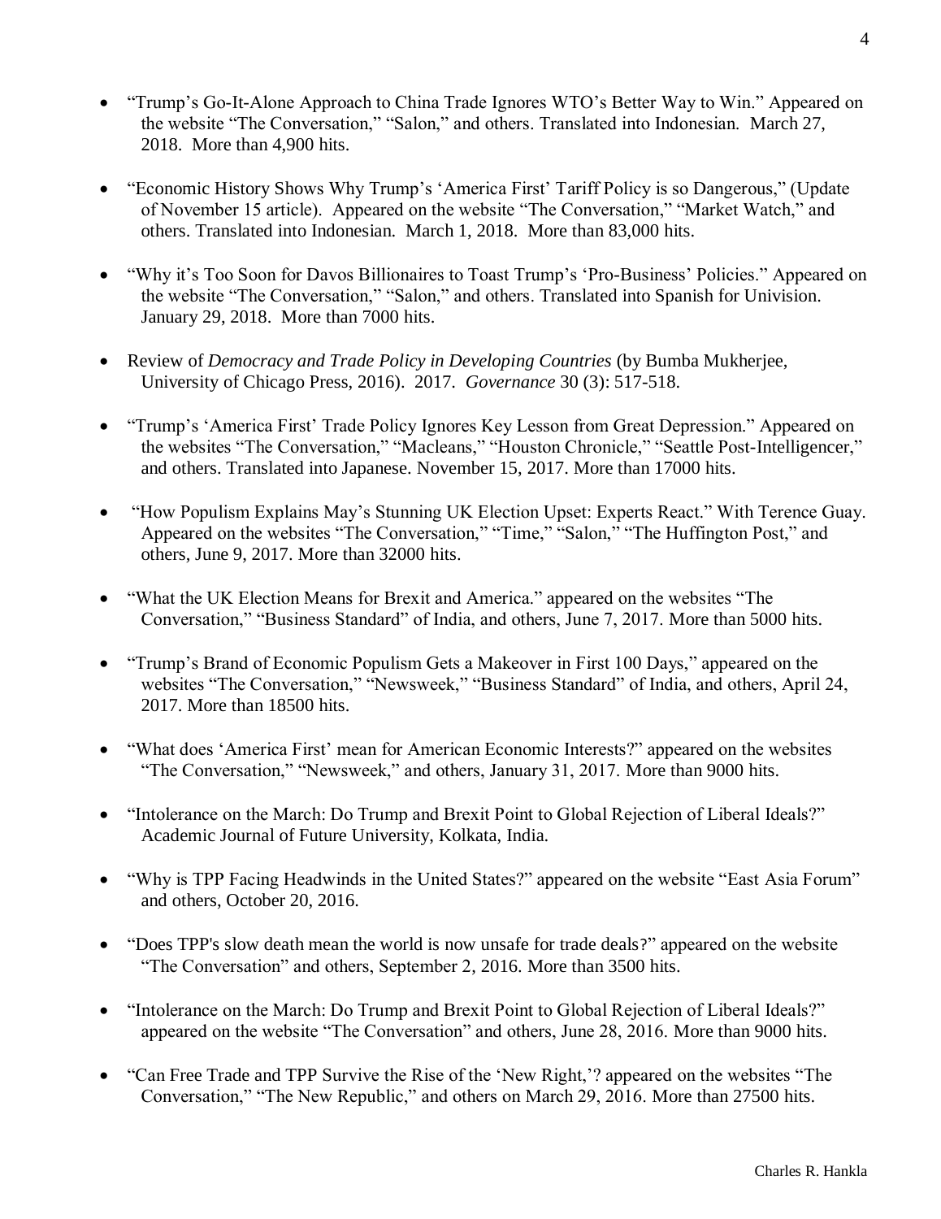- "Trump's Go-It-Alone Approach to China Trade Ignores WTO's Better Way to Win." Appeared on the website "The Conversation," "Salon," and others. Translated into Indonesian. March 27, 2018. More than 4,900 hits.

- "Economic History Shows Why Trump's 'America First' Tariff Policy is so Dangerous," (Update of November 15 article). Appeared on the website "The Conversation," "Market Watch," and others. Translated into Indonesian. March 1, 2018. More than 83,000 hits.

- "Why it's Too Soon for Davos Billionaires to Toast Trump's 'Pro-Business' Policies." Appeared on the website "The Conversation," "Salon," and others. Translated into Spanish for Univision. January 29, 2018. More than 7000 hits.

- Review of *Democracy and Trade Policy in Developing Countries* (by Bumba Mukherjee, University of Chicago Press, 2016). 2017. *Governance* 30 (3): 517-518.

- "Trump's 'America First' Trade Policy Ignores Key Lesson from Great Depression." Appeared on the websites "The Conversation," "Macleans," "Houston Chronicle," "Seattle Post-Intelligencer," and others. Translated into Japanese. November 15, 2017. More than 17000 hits.

- "How Populism Explains May's Stunning UK Election Upset: Experts React." With Terence Guay. Appeared on the websites "The Conversation," "Time," "Salon," "The Huffington Post," and others, June 9, 2017. More than 32000 hits.

- "What the UK Election Means for Brexit and America." appeared on the websites "The Conversation," "Business Standard" of India, and others, June 7, 2017. More than 5000 hits.

- "Trump's Brand of Economic Populism Gets a Makeover in First 100 Days," appeared on the websites "The Conversation," "Newsweek," "Business Standard" of India, and others, April 24, 2017. More than 18500 hits.

- "What does 'America First' mean for American Economic Interests?" appeared on the websites "The Conversation," "Newsweek," and others, January 31, 2017. More than 9000 hits.

- "Intolerance on the March: Do Trump and Brexit Point to Global Rejection of Liberal Ideals?" Academic Journal of Future University, Kolkata, India.

- "Why is TPP Facing Headwinds in the United States?" appeared on the website "East Asia Forum" and others, October 20, 2016.

- "Does TPP's slow death mean the world is now unsafe for trade deals?" appeared on the website "The Conversation" and others, September 2, 2016. More than 3500 hits.

- "Intolerance on the March: Do Trump and Brexit Point to Global Rejection of Liberal Ideals?" appeared on the website "The Conversation" and others, June 28, 2016. More than 9000 hits.

- "Can Free Trade and TPP Survive the Rise of the 'New Right,'? appeared on the websites "The Conversation," "The New Republic," and others on March 29, 2016. More than 27500 hits.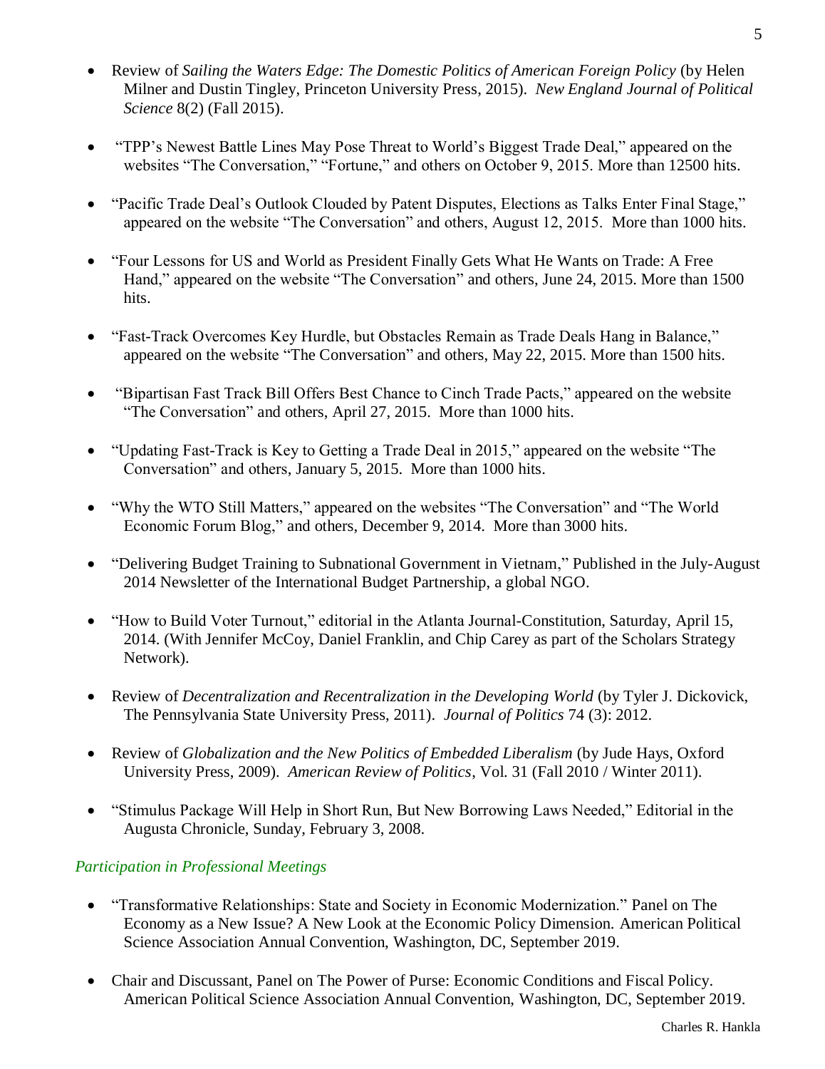- Review of *Sailing the Waters Edge: The Domestic Politics of American Foreign Policy* (by Helen Milner and Dustin Tingley, Princeton University Press, 2015). *New England Journal of Political Science* 8(2) (Fall 2015).

- "TPP's Newest Battle Lines May Pose Threat to World's Biggest Trade Deal," appeared on the websites "The Conversation," "Fortune," and others on October 9, 2015. More than 12500 hits.

- "Pacific Trade Deal's Outlook Clouded by Patent Disputes, Elections as Talks Enter Final Stage," appeared on the website "The Conversation" and others, August 12, 2015. More than 1000 hits.

- "Four Lessons for US and World as President Finally Gets What He Wants on Trade: A Free Hand," appeared on the website "The Conversation" and others, June 24, 2015. More than 1500 hits.

- "Fast-Track Overcomes Key Hurdle, but Obstacles Remain as Trade Deals Hang in Balance," appeared on the website "The Conversation" and others, May 22, 2015. More than 1500 hits.

- "Bipartisan Fast Track Bill Offers Best Chance to Cinch Trade Pacts," appeared on the website "The Conversation" and others, April 27, 2015. More than 1000 hits.

- "Updating Fast-Track is Key to Getting a Trade Deal in 2015," appeared on the website "The Conversation" and others, January 5, 2015. More than 1000 hits.

- "Why the WTO Still Matters," appeared on the websites "The Conversation" and "The World Economic Forum Blog," and others, December 9, 2014. More than 3000 hits.

- "Delivering Budget Training to Subnational Government in Vietnam," Published in the July-August 2014 Newsletter of the International Budget Partnership, a global NGO.

- "How to Build Voter Turnout," editorial in the Atlanta Journal-Constitution, Saturday, April 15, 2014. (With Jennifer McCoy, Daniel Franklin, and Chip Carey as part of the Scholars Strategy Network).

- Review of *Decentralization and Recentralization in the Developing World* (by Tyler J. Dickovick, The Pennsylvania State University Press, 2011). *Journal of Politics* 74 (3): 2012.

- Review of *Globalization and the New Politics of Embedded Liberalism* (by Jude Hays, Oxford University Press, 2009). *American Review of Politics*, Vol. 31 (Fall 2010 / Winter 2011).

- "Stimulus Package Will Help in Short Run, But New Borrowing Laws Needed," Editorial in the Augusta Chronicle, Sunday, February 3, 2008.

### *Participation in Professional Meetings*

- "Transformative Relationships: State and Society in Economic Modernization." Panel on The Economy as a New Issue? A New Look at the Economic Policy Dimension. American Political Science Association Annual Convention, Washington, DC, September 2019.

- Chair and Discussant, Panel on The Power of Purse: Economic Conditions and Fiscal Policy. American Political Science Association Annual Convention, Washington, DC, September 2019.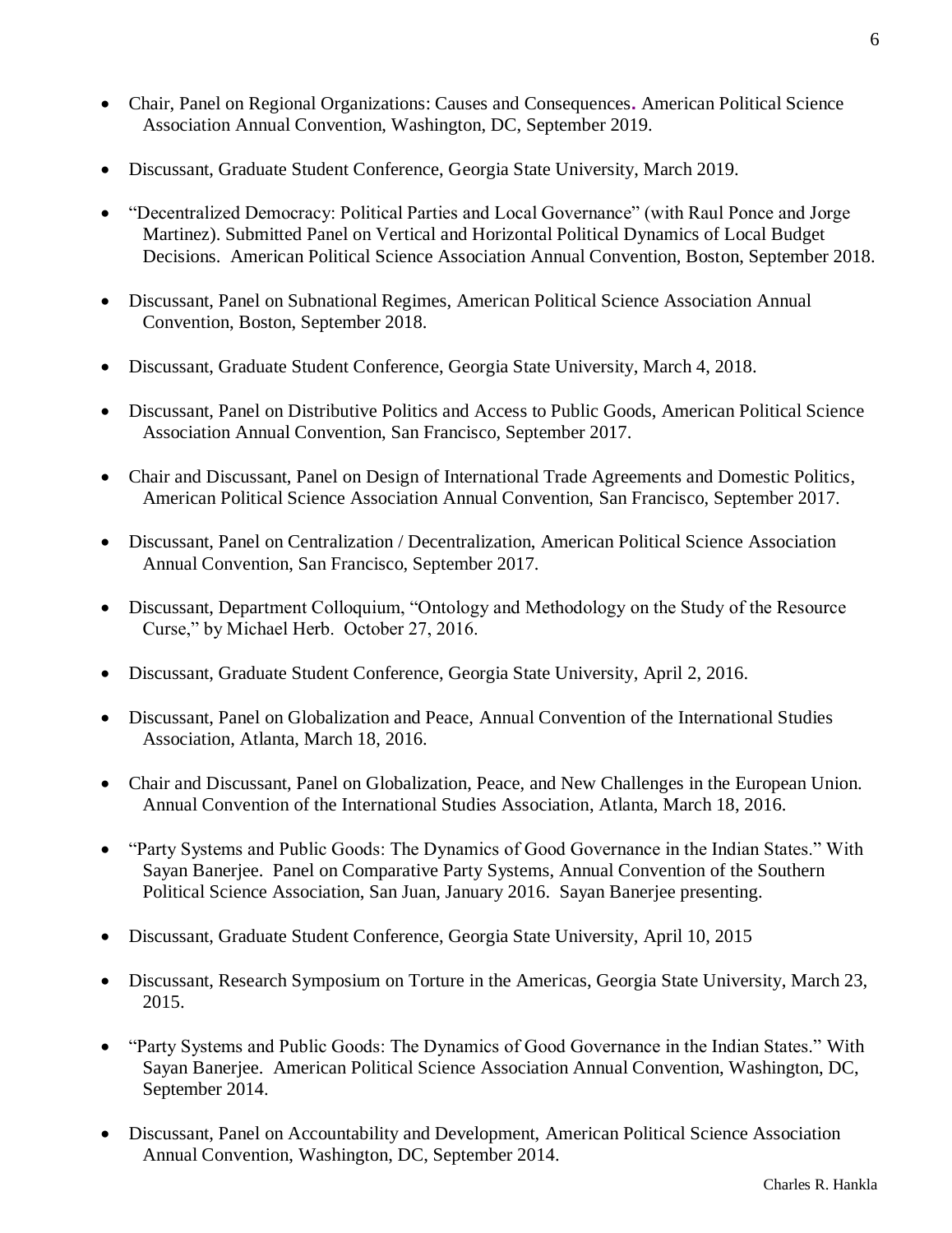- Chair, Panel on Regional Organizations: Causes and Consequences. American Political Science Association Annual Convention, Washington, DC, September 2019.

- Discussant, Graduate Student Conference, Georgia State University, March 2019.

- "Decentralized Democracy: Political Parties and Local Governance" (with Raul Ponce and Jorge Martinez). Submitted Panel on Vertical and Horizontal Political Dynamics of Local Budget Decisions. American Political Science Association Annual Convention, Boston, September 2018.

- Discussant, Panel on Subnational Regimes, American Political Science Association Annual Convention, Boston, September 2018.

- Discussant, Graduate Student Conference, Georgia State University, March 4, 2018.

- Discussant, Panel on Distributive Politics and Access to Public Goods, American Political Science Association Annual Convention, San Francisco, September 2017.

- Chair and Discussant, Panel on Design of International Trade Agreements and Domestic Politics, American Political Science Association Annual Convention, San Francisco, September 2017.

- Discussant, Panel on Centralization / Decentralization, American Political Science Association Annual Convention, San Francisco, September 2017.

- Discussant, Department Colloquium, "Ontology and Methodology on the Study of the Resource Curse," by Michael Herb. October 27, 2016.

- Discussant, Graduate Student Conference, Georgia State University, April 2, 2016.

- Discussant, Panel on Globalization and Peace, Annual Convention of the International Studies Association, Atlanta, March 18, 2016.

- Chair and Discussant, Panel on Globalization, Peace, and New Challenges in the European Union. Annual Convention of the International Studies Association, Atlanta, March 18, 2016.

- "Party Systems and Public Goods: The Dynamics of Good Governance in the Indian States." With Sayan Banerjee. Panel on Comparative Party Systems, Annual Convention of the Southern Political Science Association, San Juan, January 2016. Sayan Banerjee presenting.

- Discussant, Graduate Student Conference, Georgia State University, April 10, 2015

- Discussant, Research Symposium on Torture in the Americas, Georgia State University, March 23, 2015.

- "Party Systems and Public Goods: The Dynamics of Good Governance in the Indian States." With Sayan Banerjee. American Political Science Association Annual Convention, Washington, DC, September 2014.

- Discussant, Panel on Accountability and Development, American Political Science Association Annual Convention, Washington, DC, September 2014.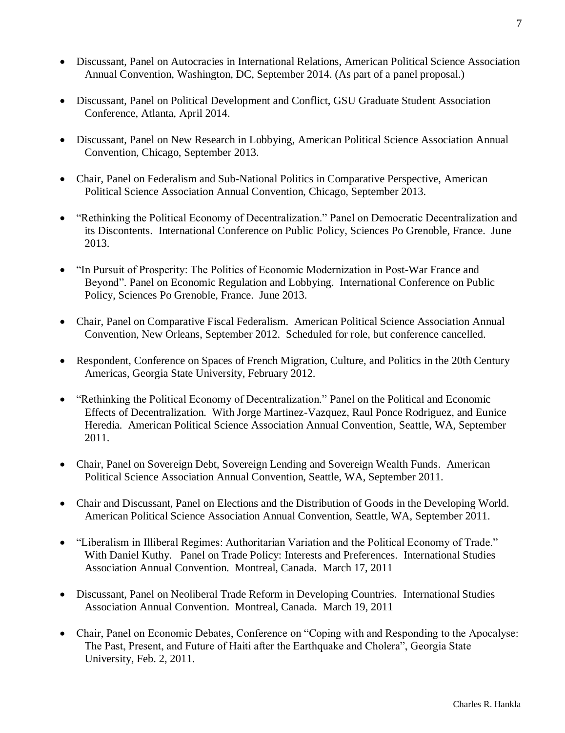- Discussant, Panel on Autocracies in International Relations, American Political Science Association Annual Convention, Washington, DC, September 2014. (As part of a panel proposal.)

- Discussant, Panel on Political Development and Conflict, GSU Graduate Student Association Conference, Atlanta, April 2014.

- Discussant, Panel on New Research in Lobbying, American Political Science Association Annual Convention, Chicago, September 2013.

- Chair, Panel on Federalism and Sub-National Politics in Comparative Perspective, American Political Science Association Annual Convention, Chicago, September 2013.

- "Rethinking the Political Economy of Decentralization." Panel on Democratic Decentralization and its Discontents. International Conference on Public Policy, Sciences Po Grenoble, France. June 2013.

- "In Pursuit of Prosperity: The Politics of Economic Modernization in Post-War France and Beyond". Panel on Economic Regulation and Lobbying. International Conference on Public Policy, Sciences Po Grenoble, France. June 2013.

- Chair, Panel on Comparative Fiscal Federalism. American Political Science Association Annual Convention, New Orleans, September 2012. Scheduled for role, but conference cancelled.

- Respondent, Conference on Spaces of French Migration, Culture, and Politics in the 20th Century Americas, Georgia State University, February 2012.

- "Rethinking the Political Economy of Decentralization." Panel on the Political and Economic Effects of Decentralization. With Jorge Martinez-Vazquez, Raul Ponce Rodriguez, and Eunice Heredia. American Political Science Association Annual Convention, Seattle, WA, September 2011.

- Chair, Panel on Sovereign Debt, Sovereign Lending and Sovereign Wealth Funds. American Political Science Association Annual Convention, Seattle, WA, September 2011.

- Chair and Discussant, Panel on Elections and the Distribution of Goods in the Developing World. American Political Science Association Annual Convention, Seattle, WA, September 2011.

- "Liberalism in Illiberal Regimes: Authoritarian Variation and the Political Economy of Trade." With Daniel Kuthy. Panel on Trade Policy: Interests and Preferences. International Studies Association Annual Convention. Montreal, Canada. March 17, 2011

- Discussant, Panel on Neoliberal Trade Reform in Developing Countries. International Studies Association Annual Convention. Montreal, Canada. March 19, 2011

- Chair, Panel on Economic Debates, Conference on "Coping with and Responding to the Apocalyse: The Past, Present, and Future of Haiti after the Earthquake and Cholera", Georgia State University, Feb. 2, 2011.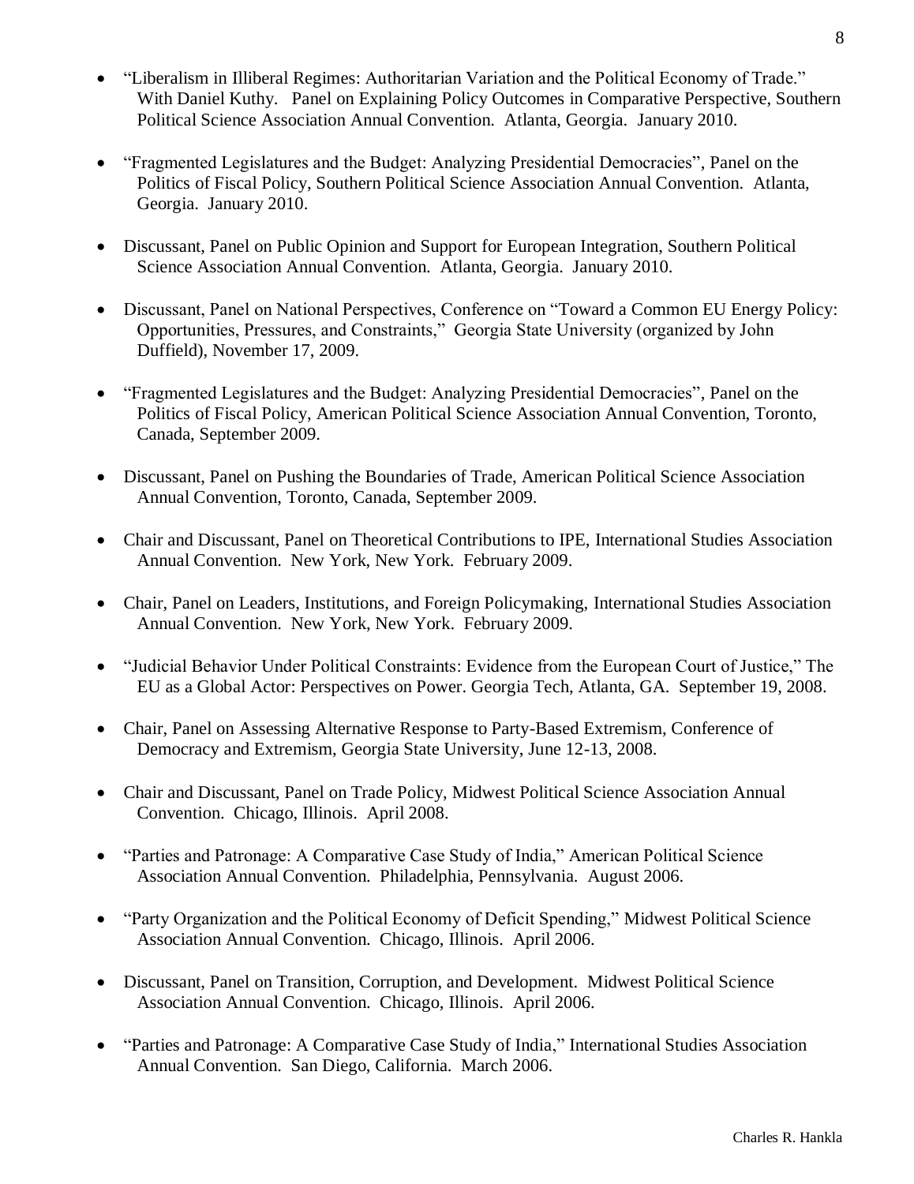- “Liberalism in Illiberal Regimes: Authoritarian Variation and the Political Economy of Trade.” With Daniel Kuthy. Panel on Explaining Policy Outcomes in Comparative Perspective, Southern Political Science Association Annual Convention. Atlanta, Georgia. January 2010.

- “Fragmented Legislatures and the Budget: Analyzing Presidential Democracies”, Panel on the Politics of Fiscal Policy, Southern Political Science Association Annual Convention. Atlanta, Georgia. January 2010.

- Discussant, Panel on Public Opinion and Support for European Integration, Southern Political Science Association Annual Convention. Atlanta, Georgia. January 2010.

- Discussant, Panel on National Perspectives, Conference on “Toward a Common EU Energy Policy: Opportunities, Pressures, and Constraints,” Georgia State University (organized by John Duffield), November 17, 2009.

- “Fragmented Legislatures and the Budget: Analyzing Presidential Democracies”, Panel on the Politics of Fiscal Policy, American Political Science Association Annual Convention, Toronto, Canada, September 2009.

- Discussant, Panel on Pushing the Boundaries of Trade, American Political Science Association Annual Convention, Toronto, Canada, September 2009.

- Chair and Discussant, Panel on Theoretical Contributions to IPE, International Studies Association Annual Convention. New York, New York. February 2009.

- Chair, Panel on Leaders, Institutions, and Foreign Policymaking, International Studies Association Annual Convention. New York, New York. February 2009.

- “Judicial Behavior Under Political Constraints: Evidence from the European Court of Justice,” The EU as a Global Actor: Perspectives on Power. Georgia Tech, Atlanta, GA. September 19, 2008.

- Chair, Panel on Assessing Alternative Response to Party-Based Extremism, Conference of Democracy and Extremism, Georgia State University, June 12-13, 2008.

- Chair and Discussant, Panel on Trade Policy, Midwest Political Science Association Annual Convention. Chicago, Illinois. April 2008.

- “Parties and Patronage: A Comparative Case Study of India,” American Political Science Association Annual Convention. Philadelphia, Pennsylvania. August 2006.

- “Party Organization and the Political Economy of Deficit Spending,” Midwest Political Science Association Annual Convention. Chicago, Illinois. April 2006.

- Discussant, Panel on Transition, Corruption, and Development. Midwest Political Science Association Annual Convention. Chicago, Illinois. April 2006.

- “Parties and Patronage: A Comparative Case Study of India,” International Studies Association Annual Convention. San Diego, California. March 2006.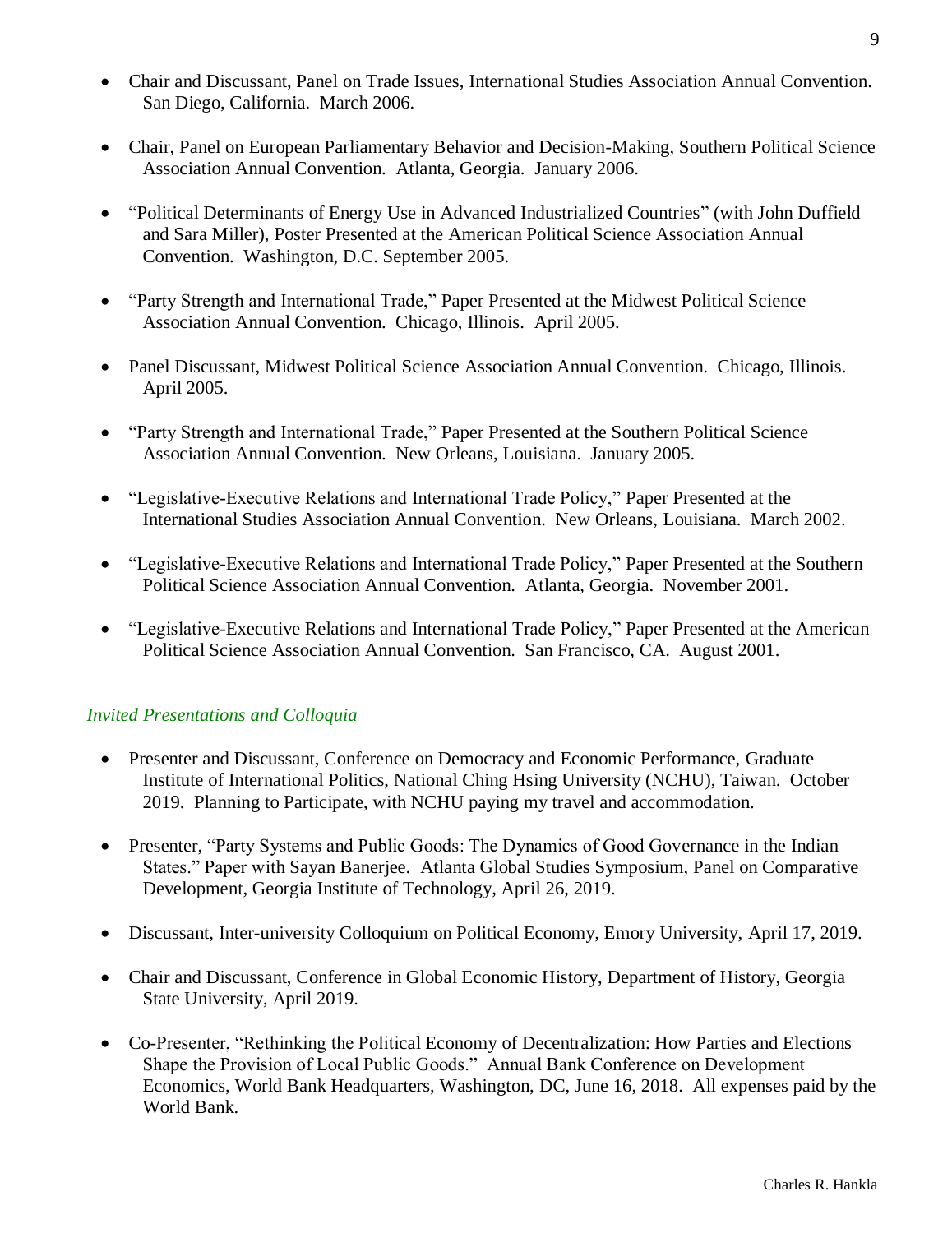- Chair and Discussant, Panel on Trade Issues, International Studies Association Annual Convention. San Diego, California. March 2006.

- Chair, Panel on European Parliamentary Behavior and Decision-Making, Southern Political Science Association Annual Convention. Atlanta, Georgia. January 2006.

- "Political Determinants of Energy Use in Advanced Industrialized Countries" (with John Duffield and Sara Miller), Poster Presented at the American Political Science Association Annual Convention. Washington, D.C. September 2005.

- "Party Strength and International Trade," Paper Presented at the Midwest Political Science Association Annual Convention. Chicago, Illinois. April 2005.

- Panel Discussant, Midwest Political Science Association Annual Convention. Chicago, Illinois. April 2005.

- "Party Strength and International Trade," Paper Presented at the Southern Political Science Association Annual Convention. New Orleans, Louisiana. January 2005.

- "Legislative-Executive Relations and International Trade Policy," Paper Presented at the International Studies Association Annual Convention. New Orleans, Louisiana. March 2002.

- "Legislative-Executive Relations and International Trade Policy," Paper Presented at the Southern Political Science Association Annual Convention. Atlanta, Georgia. November 2001.

- "Legislative-Executive Relations and International Trade Policy," Paper Presented at the American Political Science Association Annual Convention. San Francisco, CA. August 2001.

### *Invited Presentations and Colloquia*

- Presenter and Discussant, Conference on Democracy and Economic Performance, Graduate Institute of International Politics, National Ching Hsing University (NCHU), Taiwan. October 2019. Planning to Participate, with NCHU paying my travel and accommodation.

- Presenter, "Party Systems and Public Goods: The Dynamics of Good Governance in the Indian States." Paper with Sayan Banerjee. Atlanta Global Studies Symposium, Panel on Comparative Development, Georgia Institute of Technology, April 26, 2019.

- Discussant, Inter-university Colloquium on Political Economy, Emory University, April 17, 2019.

- Chair and Discussant, Conference in Global Economic History, Department of History, Georgia State University, April 2019.

- Co-Presenter, "Rethinking the Political Economy of Decentralization: How Parties and Elections Shape the Provision of Local Public Goods." Annual Bank Conference on Development Economics, World Bank Headquarters, Washington, DC, June 16, 2018. All expenses paid by the World Bank.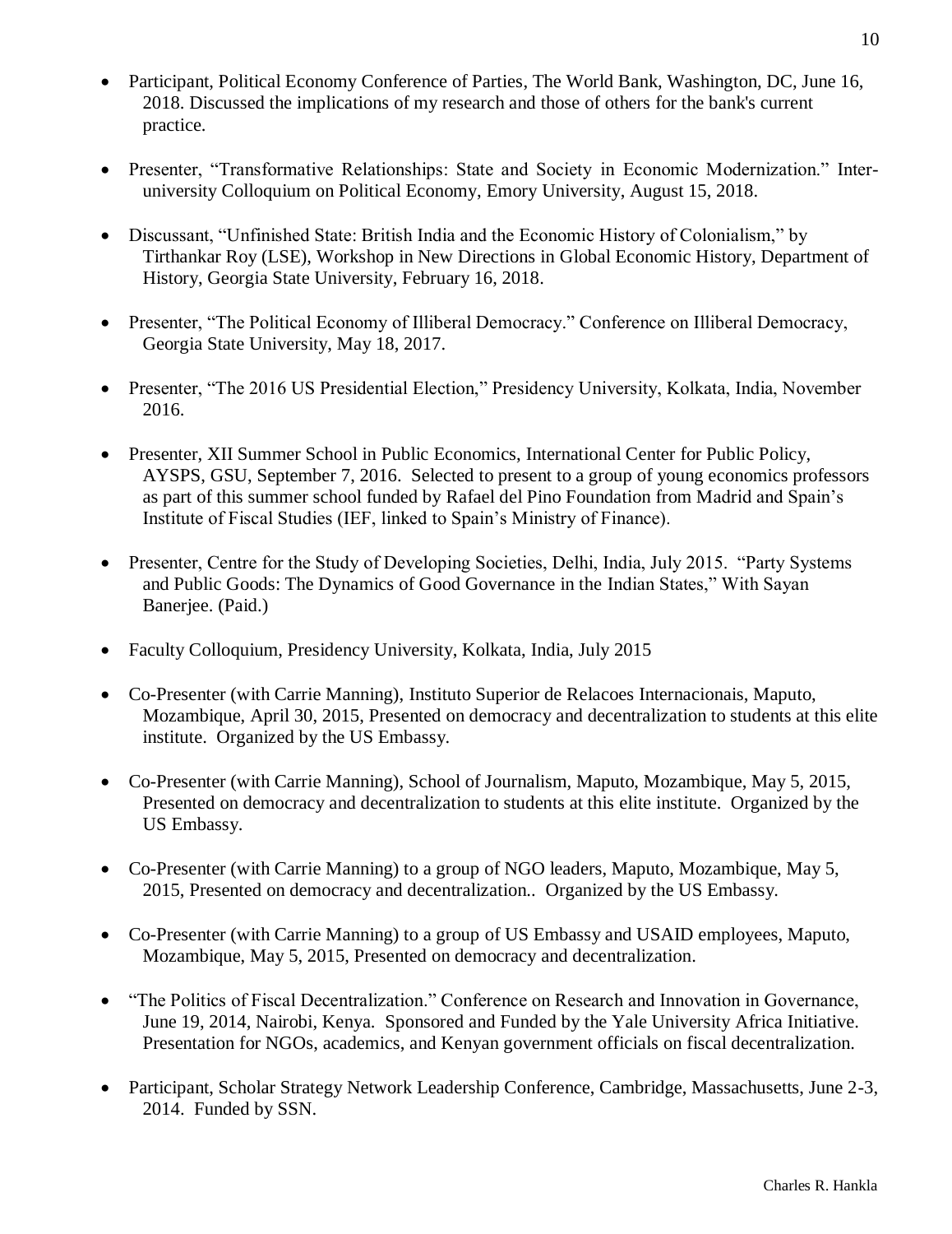- Participant, Political Economy Conference of Parties, The World Bank, Washington, DC, June 16, 2018. Discussed the implications of my research and those of others for the bank's current practice.

- Presenter, "Transformative Relationships: State and Society in Economic Modernization." Inter-university Colloquium on Political Economy, Emory University, August 15, 2018.

- Discussant, "Unfinished State: British India and the Economic History of Colonialism," by Tirthankar Roy (LSE), Workshop in New Directions in Global Economic History, Department of History, Georgia State University, February 16, 2018.

- Presenter, "The Political Economy of Illiberal Democracy." Conference on Illiberal Democracy, Georgia State University, May 18, 2017.

- Presenter, "The 2016 US Presidential Election," Presidency University, Kolkata, India, November 2016.

- Presenter, XII Summer School in Public Economics, International Center for Public Policy, AYSPS, GSU, September 7, 2016. Selected to present to a group of young economics professors as part of this summer school funded by Rafael del Pino Foundation from Madrid and Spain's Institute of Fiscal Studies (IEF, linked to Spain's Ministry of Finance).

- Presenter, Centre for the Study of Developing Societies, Delhi, India, July 2015. "Party Systems and Public Goods: The Dynamics of Good Governance in the Indian States," With Sayan Banerjee. (Paid.)

- Faculty Colloquium, Presidency University, Kolkata, India, July 2015

- Co-Presenter (with Carrie Manning), Instituto Superior de Relacoes Internacionais, Maputo, Mozambique, April 30, 2015, Presented on democracy and decentralization to students at this elite institute. Organized by the US Embassy.

- Co-Presenter (with Carrie Manning), School of Journalism, Maputo, Mozambique, May 5, 2015, Presented on democracy and decentralization to students at this elite institute. Organized by the US Embassy.

- Co-Presenter (with Carrie Manning) to a group of NGO leaders, Maputo, Mozambique, May 5, 2015, Presented on democracy and decentralization.. Organized by the US Embassy.

- Co-Presenter (with Carrie Manning) to a group of US Embassy and USAID employees, Maputo, Mozambique, May 5, 2015, Presented on democracy and decentralization.

- "The Politics of Fiscal Decentralization." Conference on Research and Innovation in Governance, June 19, 2014, Nairobi, Kenya. Sponsored and Funded by the Yale University Africa Initiative. Presentation for NGOs, academics, and Kenyan government officials on fiscal decentralization.

- Participant, Scholar Strategy Network Leadership Conference, Cambridge, Massachusetts, June 2-3, 2014. Funded by SSN.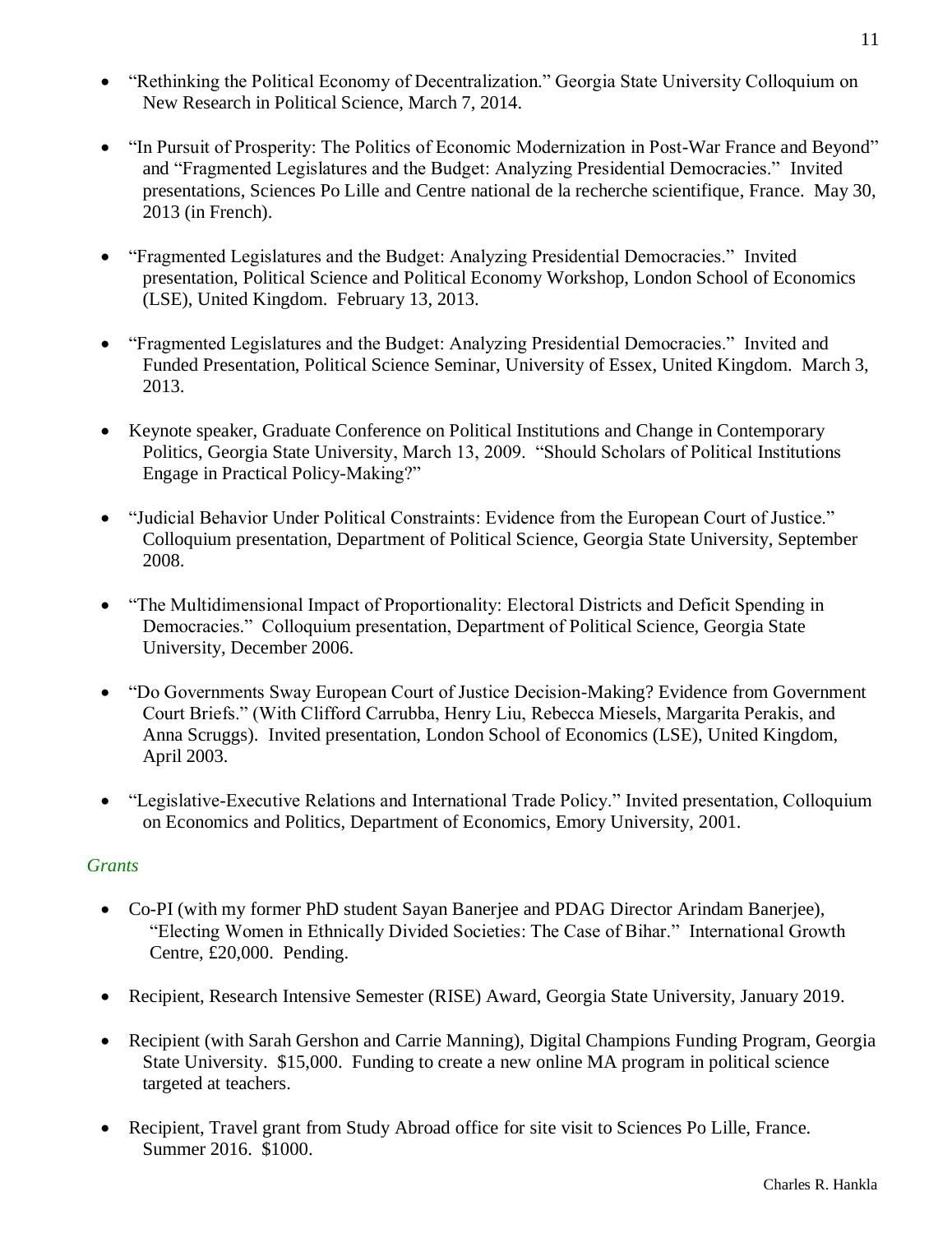- "Rethinking the Political Economy of Decentralization." Georgia State University Colloquium on New Research in Political Science, March 7, 2014.

- "In Pursuit of Prosperity: The Politics of Economic Modernization in Post-War France and Beyond" and "Fragmented Legislatures and the Budget: Analyzing Presidential Democracies." Invited presentations, Sciences Po Lille and Centre national de la recherche scientifique, France. May 30, 2013 (in French).

- "Fragmented Legislatures and the Budget: Analyzing Presidential Democracies." Invited presentation, Political Science and Political Economy Workshop, London School of Economics (LSE), United Kingdom. February 13, 2013.

- "Fragmented Legislatures and the Budget: Analyzing Presidential Democracies." Invited and Funded Presentation, Political Science Seminar, University of Essex, United Kingdom. March 3, 2013.

- Keynote speaker, Graduate Conference on Political Institutions and Change in Contemporary Politics, Georgia State University, March 13, 2009. "Should Scholars of Political Institutions Engage in Practical Policy-Making?"

- "Judicial Behavior Under Political Constraints: Evidence from the European Court of Justice." Colloquium presentation, Department of Political Science, Georgia State University, September 2008.

- "The Multidimensional Impact of Proportionality: Electoral Districts and Deficit Spending in Democracies." Colloquium presentation, Department of Political Science, Georgia State University, December 2006.

- "Do Governments Sway European Court of Justice Decision-Making? Evidence from Government Court Briefs." (With Clifford Carrubba, Henry Liu, Rebecca Miesels, Margarita Perakis, and Anna Scruggs). Invited presentation, London School of Economics (LSE), United Kingdom, April 2003.

- "Legislative-Executive Relations and International Trade Policy." Invited presentation, Colloquium on Economics and Politics, Department of Economics, Emory University, 2001.

*Grants*

- Co-PI (with my former PhD student Sayan Banerjee and PDAG Director Arindam Banerjee), "Electing Women in Ethnically Divided Societies: The Case of Bihar." International Growth Centre, £20,000. Pending.

- Recipient, Research Intensive Semester (RISE) Award, Georgia State University, January 2019.

- Recipient (with Sarah Gershon and Carrie Manning), Digital Champions Funding Program, Georgia State University. $15,000. Funding to create a new online MA program in political science targeted at teachers.

- Recipient, Travel grant from Study Abroad office for site visit to Sciences Po Lille, France. Summer 2016. $1000.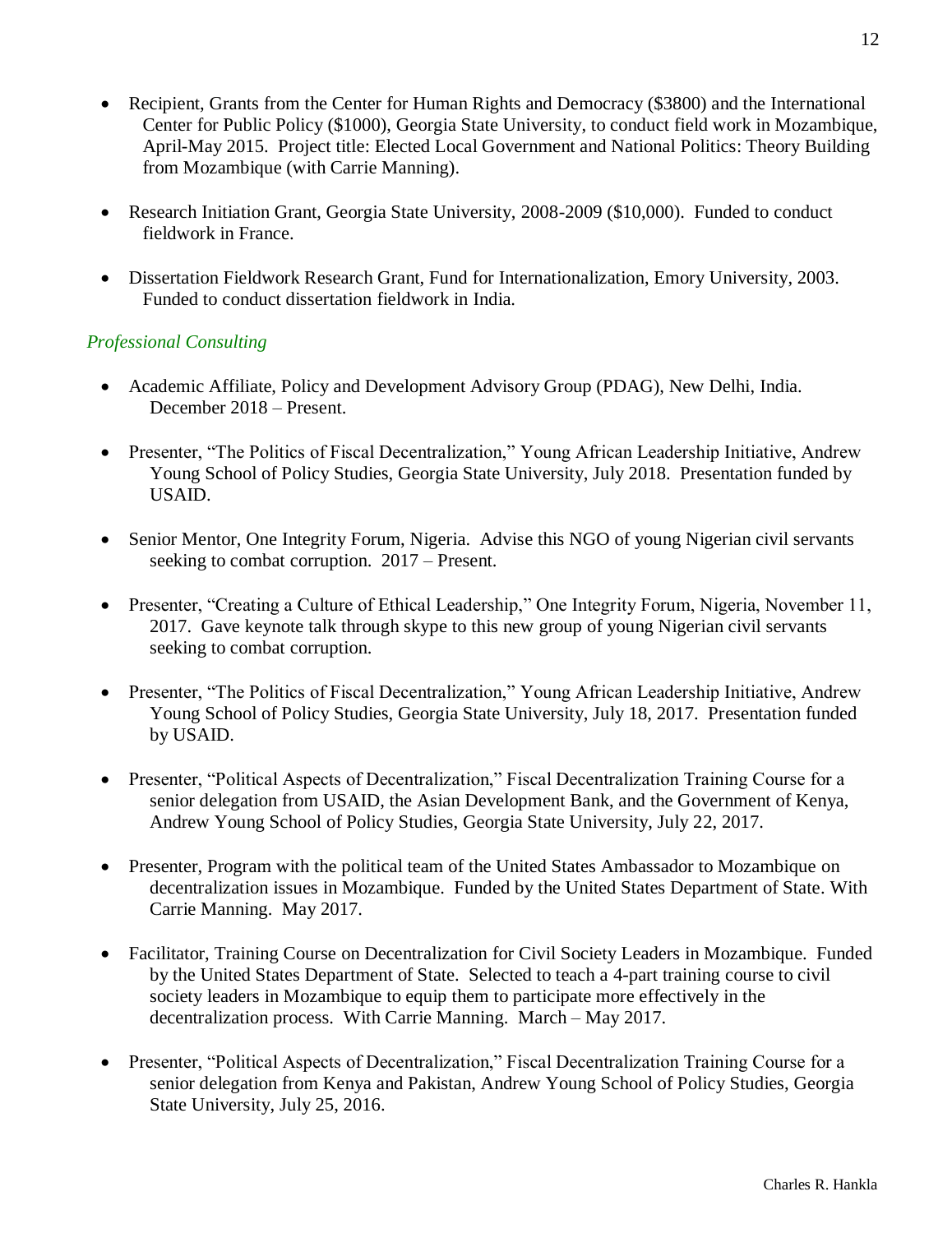- Recipient, Grants from the Center for Human Rights and Democracy ($3800) and the International Center for Public Policy ($1000), Georgia State University, to conduct field work in Mozambique, April-May 2015. Project title: Elected Local Government and National Politics: Theory Building from Mozambique (with Carrie Manning).

- Research Initiation Grant, Georgia State University, 2008-2009 ($10,000). Funded to conduct fieldwork in France.

- Dissertation Fieldwork Research Grant, Fund for Internationalization, Emory University, 2003. Funded to conduct dissertation fieldwork in India.

### *Professional Consulting*

- Academic Affiliate, Policy and Development Advisory Group (PDAG), New Delhi, India. December 2018 – Present.

- Presenter, "The Politics of Fiscal Decentralization," Young African Leadership Initiative, Andrew Young School of Policy Studies, Georgia State University, July 2018. Presentation funded by USAID.

- Senior Mentor, One Integrity Forum, Nigeria. Advise this NGO of young Nigerian civil servants seeking to combat corruption. 2017 – Present.

- Presenter, "Creating a Culture of Ethical Leadership," One Integrity Forum, Nigeria, November 11, 2017. Gave keynote talk through skype to this new group of young Nigerian civil servants seeking to combat corruption.

- Presenter, "The Politics of Fiscal Decentralization," Young African Leadership Initiative, Andrew Young School of Policy Studies, Georgia State University, July 18, 2017. Presentation funded by USAID.

- Presenter, "Political Aspects of Decentralization," Fiscal Decentralization Training Course for a senior delegation from USAID, the Asian Development Bank, and the Government of Kenya, Andrew Young School of Policy Studies, Georgia State University, July 22, 2017.

- Presenter, Program with the political team of the United States Ambassador to Mozambique on decentralization issues in Mozambique. Funded by the United States Department of State. With Carrie Manning. May 2017.

- Facilitator, Training Course on Decentralization for Civil Society Leaders in Mozambique. Funded by the United States Department of State. Selected to teach a 4-part training course to civil society leaders in Mozambique to equip them to participate more effectively in the decentralization process. With Carrie Manning. March – May 2017.

- Presenter, "Political Aspects of Decentralization," Fiscal Decentralization Training Course for a senior delegation from Kenya and Pakistan, Andrew Young School of Policy Studies, Georgia State University, July 25, 2016.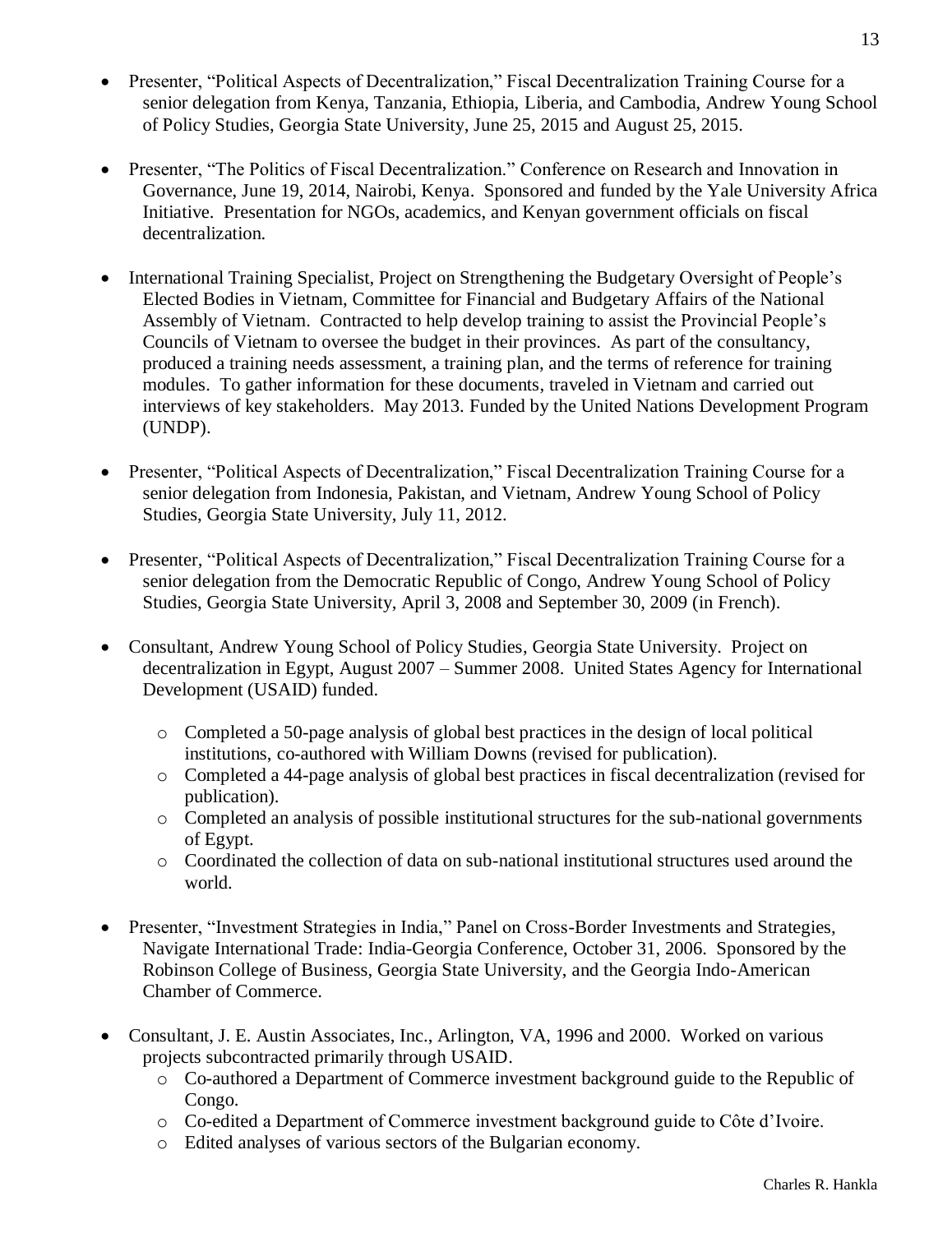- Presenter, "Political Aspects of Decentralization," Fiscal Decentralization Training Course for a senior delegation from Kenya, Tanzania, Ethiopia, Liberia, and Cambodia, Andrew Young School of Policy Studies, Georgia State University, June 25, 2015 and August 25, 2015.

- Presenter, "The Politics of Fiscal Decentralization." Conference on Research and Innovation in Governance, June 19, 2014, Nairobi, Kenya. Sponsored and funded by the Yale University Africa Initiative. Presentation for NGOs, academics, and Kenyan government officials on fiscal decentralization.

- International Training Specialist, Project on Strengthening the Budgetary Oversight of People's Elected Bodies in Vietnam, Committee for Financial and Budgetary Affairs of the National Assembly of Vietnam. Contracted to help develop training to assist the Provincial People's Councils of Vietnam to oversee the budget in their provinces. As part of the consultancy, produced a training needs assessment, a training plan, and the terms of reference for training modules. To gather information for these documents, traveled in Vietnam and carried out interviews of key stakeholders. May 2013. Funded by the United Nations Development Program (UNDP).

- Presenter, "Political Aspects of Decentralization," Fiscal Decentralization Training Course for a senior delegation from Indonesia, Pakistan, and Vietnam, Andrew Young School of Policy Studies, Georgia State University, July 11, 2012.

- Presenter, "Political Aspects of Decentralization," Fiscal Decentralization Training Course for a senior delegation from the Democratic Republic of Congo, Andrew Young School of Policy Studies, Georgia State University, April 3, 2008 and September 30, 2009 (in French).

- Consultant, Andrew Young School of Policy Studies, Georgia State University. Project on decentralization in Egypt, August 2007 – Summer 2008. United States Agency for International Development (USAID) funded.
  - Completed a 50-page analysis of global best practices in the design of local political institutions, co-authored with William Downs (revised for publication).
  - Completed a 44-page analysis of global best practices in fiscal decentralization (revised for publication).
  - Completed an analysis of possible institutional structures for the sub-national governments of Egypt.
  - Coordinated the collection of data on sub-national institutional structures used around the world.

- Presenter, "Investment Strategies in India," Panel on Cross-Border Investments and Strategies, Navigate International Trade: India-Georgia Conference, October 31, 2006. Sponsored by the Robinson College of Business, Georgia State University, and the Georgia Indo-American Chamber of Commerce.

- Consultant, J. E. Austin Associates, Inc., Arlington, VA, 1996 and 2000. Worked on various projects subcontracted primarily through USAID.
  - Co-authored a Department of Commerce investment background guide to the Republic of Congo.
  - Co-edited a Department of Commerce investment background guide to Côte d'Ivoire.
  - Edited analyses of various sectors of the Bulgarian economy.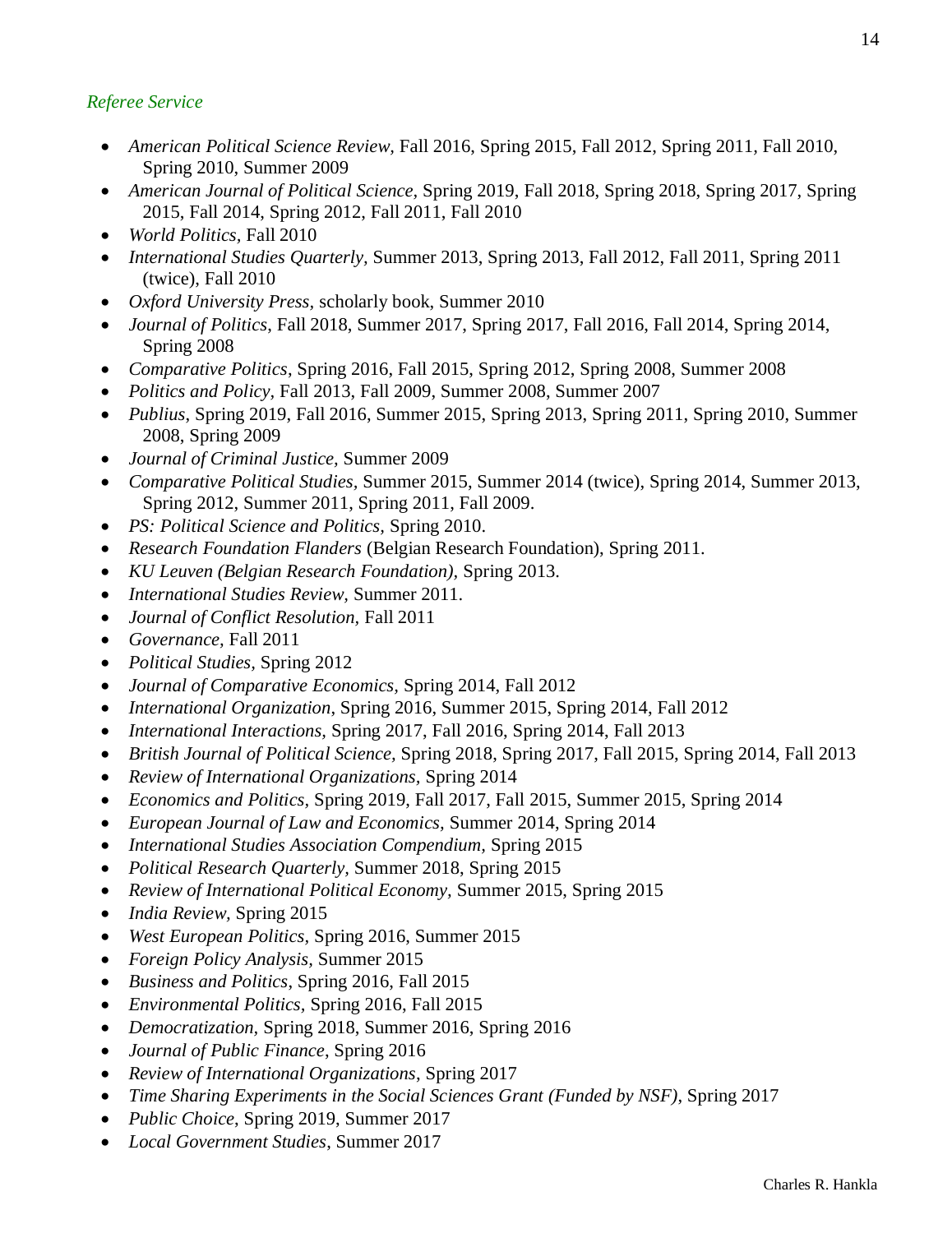### *Referee Service*

- *American Political Science Review,* Fall 2016, Spring 2015, Fall 2012, Spring 2011, Fall 2010, Spring 2010, Summer 2009
- *American Journal of Political Science*, Spring 2019, Fall 2018, Spring 2018, Spring 2017, Spring 2015, Fall 2014, Spring 2012, Fall 2011, Fall 2010
- *World Politics*, Fall 2010
- *International Studies Quarterly,* Summer 2013, Spring 2013, Fall 2012, Fall 2011, Spring 2011 (twice), Fall 2010
- *Oxford University Press*, scholarly book, Summer 2010
- *Journal of Politics*, Fall 2018, Summer 2017, Spring 2017, Fall 2016, Fall 2014, Spring 2014, Spring 2008
- *Comparative Politics*, Spring 2016, Fall 2015, Spring 2012, Spring 2008, Summer 2008
- *Politics and Policy,* Fall 2013, Fall 2009, Summer 2008, Summer 2007
- *Publius*, Spring 2019, Fall 2016, Summer 2015, Spring 2013, Spring 2011, Spring 2010, Summer 2008, Spring 2009
- *Journal of Criminal Justice,* Summer 2009
- *Comparative Political Studies*, Summer 2015, Summer 2014 (twice), Spring 2014, Summer 2013, Spring 2012, Summer 2011, Spring 2011, Fall 2009.
- *PS: Political Science and Politics,* Spring 2010.
- *Research Foundation Flanders* (Belgian Research Foundation), Spring 2011.
- *KU Leuven (Belgian Research Foundation)*, Spring 2013.
- *International Studies Review,* Summer 2011.
- *Journal of Conflict Resolution,* Fall 2011
- *Governance,* Fall 2011
- *Political Studies,* Spring 2012
- *Journal of Comparative Economics,* Spring 2014, Fall 2012
- *International Organization*, Spring 2016, Summer 2015, Spring 2014, Fall 2012
- *International Interactions,* Spring 2017, Fall 2016, Spring 2014, Fall 2013
- *British Journal of Political Science,* Spring 2018, Spring 2017, Fall 2015, Spring 2014, Fall 2013
- *Review of International Organizations,* Spring 2014
- *Economics and Politics,* Spring 2019, Fall 2017, Fall 2015, Summer 2015, Spring 2014
- *European Journal of Law and Economics,* Summer 2014, Spring 2014
- *International Studies Association Compendium,* Spring 2015
- *Political Research Quarterly,* Summer 2018, Spring 2015
- *Review of International Political Economy,* Summer 2015, Spring 2015
- *India Review*, Spring 2015
- *West European Politics*, Spring 2016, Summer 2015
- *Foreign Policy Analysis*, Summer 2015
- *Business and Politics*, Spring 2016, Fall 2015
- *Environmental Politics*, Spring 2016, Fall 2015
- *Democratization*, Spring 2018, Summer 2016, Spring 2016
- *Journal of Public Finance*, Spring 2016
- *Review of International Organizations*, Spring 2017
- *Time Sharing Experiments in the Social Sciences Grant (Funded by NSF),* Spring 2017
- *Public Choice*, Spring 2019, Summer 2017
- *Local Government Studies*, Summer 2017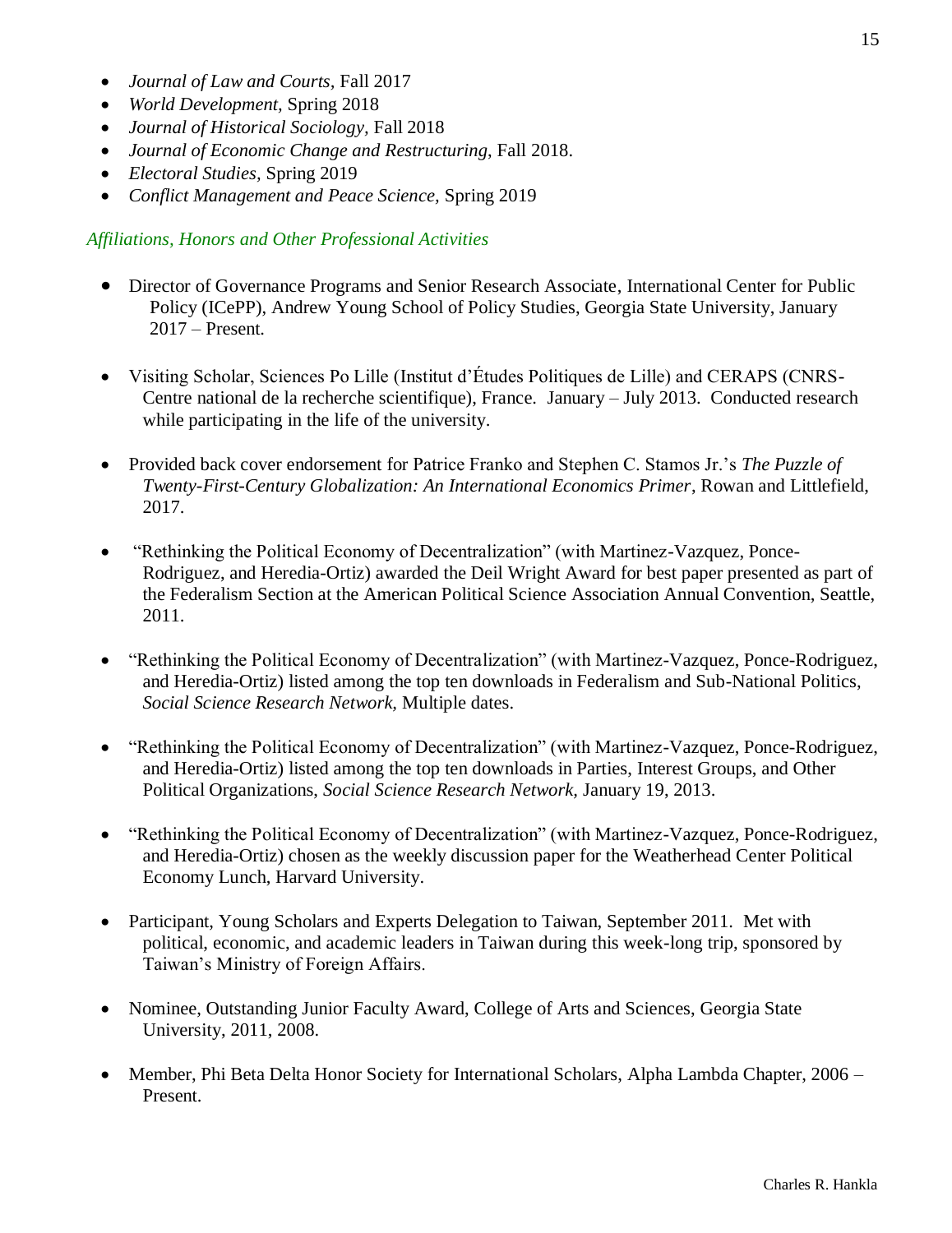- *Journal of Law and Courts,* Fall 2017
- *World Development,* Spring 2018
- *Journal of Historical Sociology,* Fall 2018
- *Journal of Economic Change and Restructuring*, Fall 2018.
- *Electoral Studies,* Spring 2019
- *Conflict Management and Peace Science,* Spring 2019

### *Affiliations, Honors and Other Professional Activities*

- Director of Governance Programs and Senior Research Associate, International Center for Public Policy (ICePP), Andrew Young School of Policy Studies, Georgia State University, January 2017 – Present.

- Visiting Scholar, Sciences Po Lille (Institut d'Études Politiques de Lille) and CERAPS (CNRS-Centre national de la recherche scientifique), France. January – July 2013. Conducted research while participating in the life of the university.

- Provided back cover endorsement for Patrice Franko and Stephen C. Stamos Jr.'s *The Puzzle of Twenty-First-Century Globalization: An International Economics Primer*, Rowan and Littlefield, 2017.

- "Rethinking the Political Economy of Decentralization" (with Martinez-Vazquez, Ponce-Rodriguez, and Heredia-Ortiz) awarded the Deil Wright Award for best paper presented as part of the Federalism Section at the American Political Science Association Annual Convention, Seattle, 2011.

- "Rethinking the Political Economy of Decentralization" (with Martinez-Vazquez, Ponce-Rodriguez, and Heredia-Ortiz) listed among the top ten downloads in Federalism and Sub-National Politics, *Social Science Research Network,* Multiple dates.

- "Rethinking the Political Economy of Decentralization" (with Martinez-Vazquez, Ponce-Rodriguez, and Heredia-Ortiz) listed among the top ten downloads in Parties, Interest Groups, and Other Political Organizations, *Social Science Research Network*, January 19, 2013.

- "Rethinking the Political Economy of Decentralization" (with Martinez-Vazquez, Ponce-Rodriguez, and Heredia-Ortiz) chosen as the weekly discussion paper for the Weatherhead Center Political Economy Lunch, Harvard University.

- Participant, Young Scholars and Experts Delegation to Taiwan, September 2011. Met with political, economic, and academic leaders in Taiwan during this week-long trip, sponsored by Taiwan's Ministry of Foreign Affairs.

- Nominee, Outstanding Junior Faculty Award, College of Arts and Sciences, Georgia State University, 2011, 2008.

- Member, Phi Beta Delta Honor Society for International Scholars, Alpha Lambda Chapter, 2006 – Present.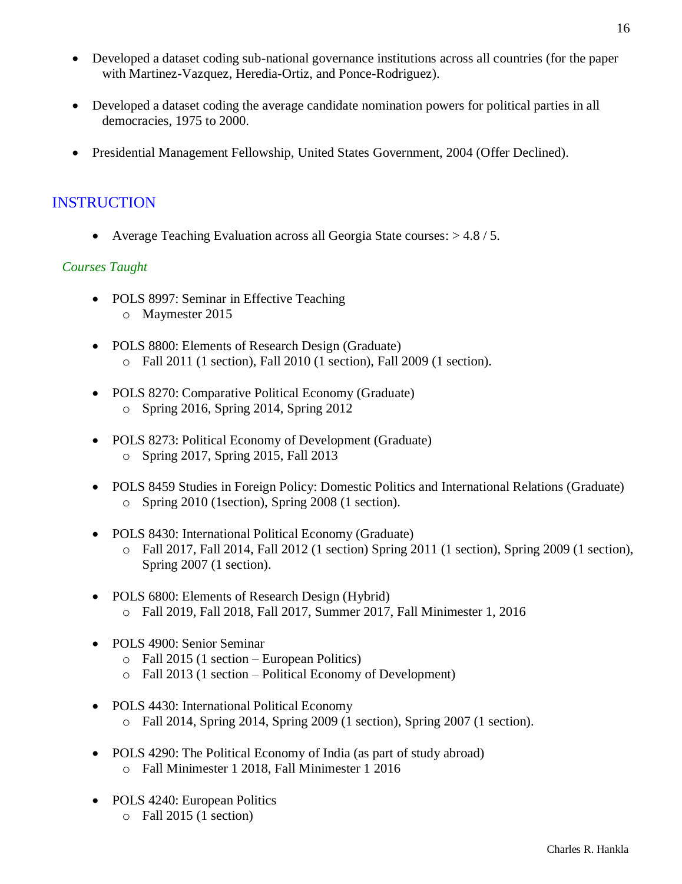- Developed a dataset coding sub-national governance institutions across all countries (for the paper with Martinez-Vazquez, Heredia-Ortiz, and Ponce-Rodriguez).

- Developed a dataset coding the average candidate nomination powers for political parties in all democracies, 1975 to 2000.

- Presidential Management Fellowship, United States Government, 2004 (Offer Declined).

## INSTRUCTION

- Average Teaching Evaluation across all Georgia State courses: > 4.8 / 5.

### *Courses Taught*

- POLS 8997: Seminar in Effective Teaching
  - Maymester 2015

- POLS 8800: Elements of Research Design (Graduate)
  - Fall 2011 (1 section), Fall 2010 (1 section), Fall 2009 (1 section).

- POLS 8270: Comparative Political Economy (Graduate)
  - Spring 2016, Spring 2014, Spring 2012

- POLS 8273: Political Economy of Development (Graduate)
  - Spring 2017, Spring 2015, Fall 2013

- POLS 8459 Studies in Foreign Policy: Domestic Politics and International Relations (Graduate)
  - Spring 2010 (1section), Spring 2008 (1 section).

- POLS 8430: International Political Economy (Graduate)
  - Fall 2017, Fall 2014, Fall 2012 (1 section) Spring 2011 (1 section), Spring 2009 (1 section), Spring 2007 (1 section).

- POLS 6800: Elements of Research Design (Hybrid)
  - Fall 2019, Fall 2018, Fall 2017, Summer 2017, Fall Minimester 1, 2016

- POLS 4900: Senior Seminar
  - Fall 2015 (1 section – European Politics)
  - Fall 2013 (1 section – Political Economy of Development)

- POLS 4430: International Political Economy
  - Fall 2014, Spring 2014, Spring 2009 (1 section), Spring 2007 (1 section).

- POLS 4290: The Political Economy of India (as part of study abroad)
  - Fall Minimester 1 2018, Fall Minimester 1 2016

- POLS 4240: European Politics
  - Fall 2015 (1 section)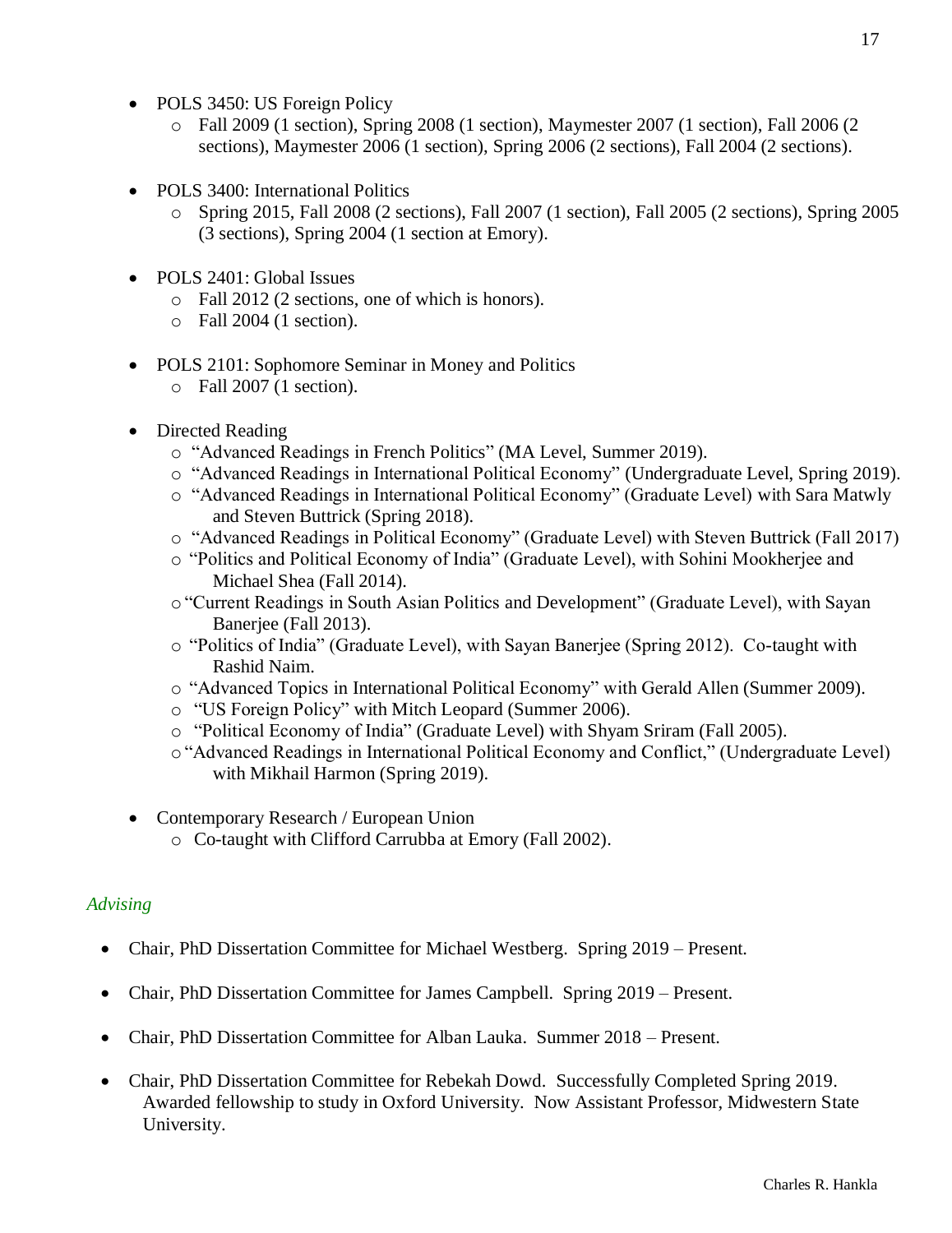- POLS 3450: US Foreign Policy
  - Fall 2009 (1 section), Spring 2008 (1 section), Maymester 2007 (1 section), Fall 2006 (2 sections), Maymester 2006 (1 section), Spring 2006 (2 sections), Fall 2004 (2 sections).

- POLS 3400: International Politics
  - Spring 2015, Fall 2008 (2 sections), Fall 2007 (1 section), Fall 2005 (2 sections), Spring 2005 (3 sections), Spring 2004 (1 section at Emory).

- POLS 2401: Global Issues
  - Fall 2012 (2 sections, one of which is honors).
  - Fall 2004 (1 section).

- POLS 2101: Sophomore Seminar in Money and Politics
  - Fall 2007 (1 section).

- Directed Reading
  - "Advanced Readings in French Politics" (MA Level, Summer 2019).
  - "Advanced Readings in International Political Economy" (Undergraduate Level, Spring 2019).
  - "Advanced Readings in International Political Economy" (Graduate Level) with Sara Matwly and Steven Buttrick (Spring 2018).
  - "Advanced Readings in Political Economy" (Graduate Level) with Steven Buttrick (Fall 2017)
  - "Politics and Political Economy of India" (Graduate Level), with Sohini Mookherjee and Michael Shea (Fall 2014).
  - "Current Readings in South Asian Politics and Development" (Graduate Level), with Sayan Banerjee (Fall 2013).
  - "Politics of India" (Graduate Level), with Sayan Banerjee (Spring 2012). Co-taught with Rashid Naim.
  - "Advanced Topics in International Political Economy" with Gerald Allen (Summer 2009).
  - "US Foreign Policy" with Mitch Leopard (Summer 2006).
  - "Political Economy of India" (Graduate Level) with Shyam Sriram (Fall 2005).
  - "Advanced Readings in International Political Economy and Conflict," (Undergraduate Level) with Mikhail Harmon (Spring 2019).

- Contemporary Research / European Union
  - Co-taught with Clifford Carrubba at Emory (Fall 2002).

### *Advising*

- Chair, PhD Dissertation Committee for Michael Westberg. Spring 2019 – Present.

- Chair, PhD Dissertation Committee for James Campbell. Spring 2019 – Present.

- Chair, PhD Dissertation Committee for Alban Lauka. Summer 2018 – Present.

- Chair, PhD Dissertation Committee for Rebekah Dowd. Successfully Completed Spring 2019. Awarded fellowship to study in Oxford University. Now Assistant Professor, Midwestern State University.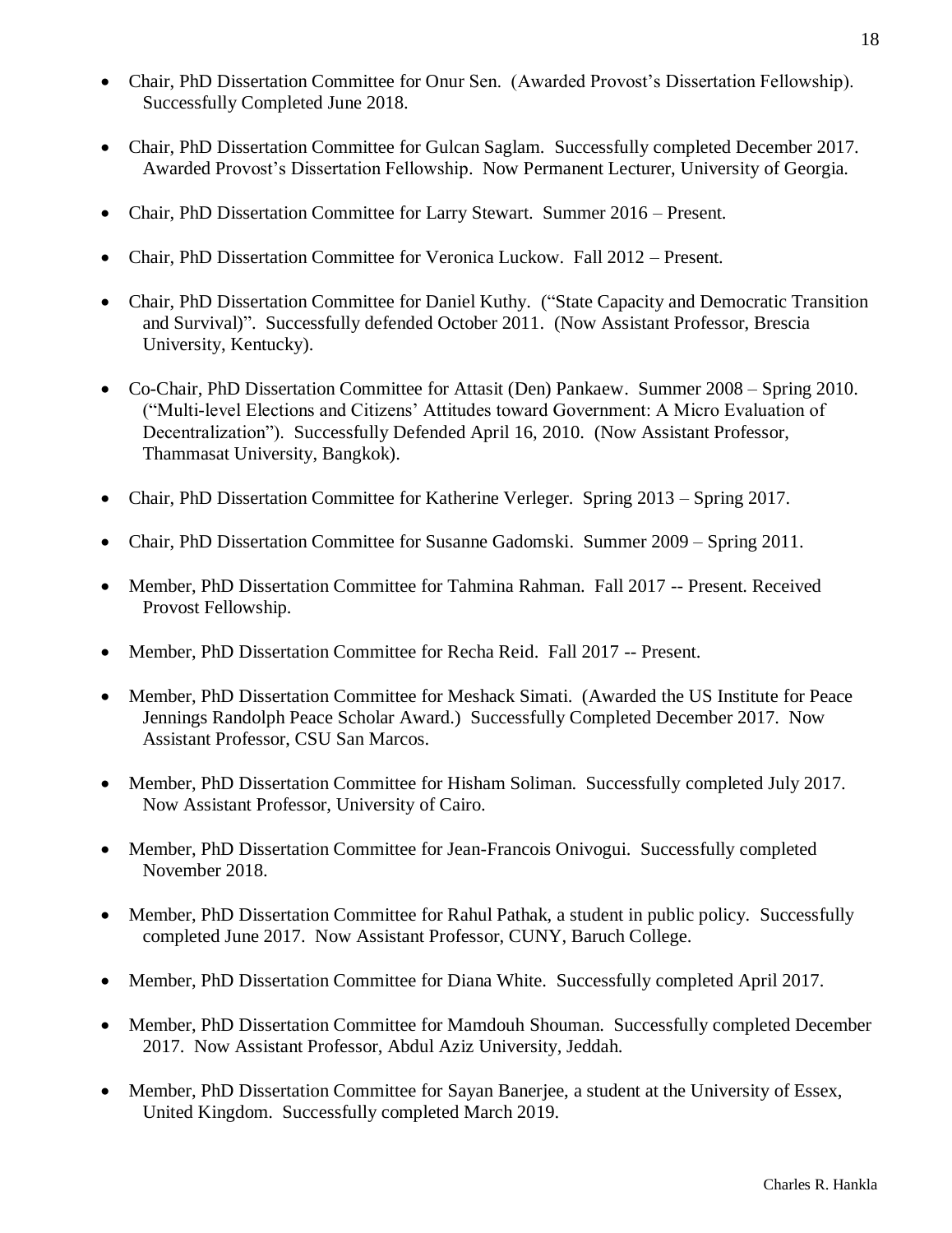- Chair, PhD Dissertation Committee for Onur Sen. (Awarded Provost's Dissertation Fellowship). Successfully Completed June 2018.

- Chair, PhD Dissertation Committee for Gulcan Saglam. Successfully completed December 2017. Awarded Provost's Dissertation Fellowship. Now Permanent Lecturer, University of Georgia.

- Chair, PhD Dissertation Committee for Larry Stewart. Summer 2016 – Present.

- Chair, PhD Dissertation Committee for Veronica Luckow. Fall 2012 – Present.

- Chair, PhD Dissertation Committee for Daniel Kuthy. ("State Capacity and Democratic Transition and Survival)". Successfully defended October 2011. (Now Assistant Professor, Brescia University, Kentucky).

- Co-Chair, PhD Dissertation Committee for Attasit (Den) Pankaew. Summer 2008 – Spring 2010. ("Multi-level Elections and Citizens' Attitudes toward Government: A Micro Evaluation of Decentralization"). Successfully Defended April 16, 2010. (Now Assistant Professor, Thammasat University, Bangkok).

- Chair, PhD Dissertation Committee for Katherine Verleger. Spring 2013 – Spring 2017.

- Chair, PhD Dissertation Committee for Susanne Gadomski. Summer 2009 – Spring 2011.

- Member, PhD Dissertation Committee for Tahmina Rahman. Fall 2017 -- Present. Received Provost Fellowship.

- Member, PhD Dissertation Committee for Recha Reid. Fall 2017 -- Present.

- Member, PhD Dissertation Committee for Meshack Simati. (Awarded the US Institute for Peace Jennings Randolph Peace Scholar Award.) Successfully Completed December 2017. Now Assistant Professor, CSU San Marcos.

- Member, PhD Dissertation Committee for Hisham Soliman. Successfully completed July 2017. Now Assistant Professor, University of Cairo.

- Member, PhD Dissertation Committee for Jean-Francois Onivogui. Successfully completed November 2018.

- Member, PhD Dissertation Committee for Rahul Pathak, a student in public policy. Successfully completed June 2017. Now Assistant Professor, CUNY, Baruch College.

- Member, PhD Dissertation Committee for Diana White. Successfully completed April 2017.

- Member, PhD Dissertation Committee for Mamdouh Shouman. Successfully completed December 2017. Now Assistant Professor, Abdul Aziz University, Jeddah.

- Member, PhD Dissertation Committee for Sayan Banerjee, a student at the University of Essex, United Kingdom. Successfully completed March 2019.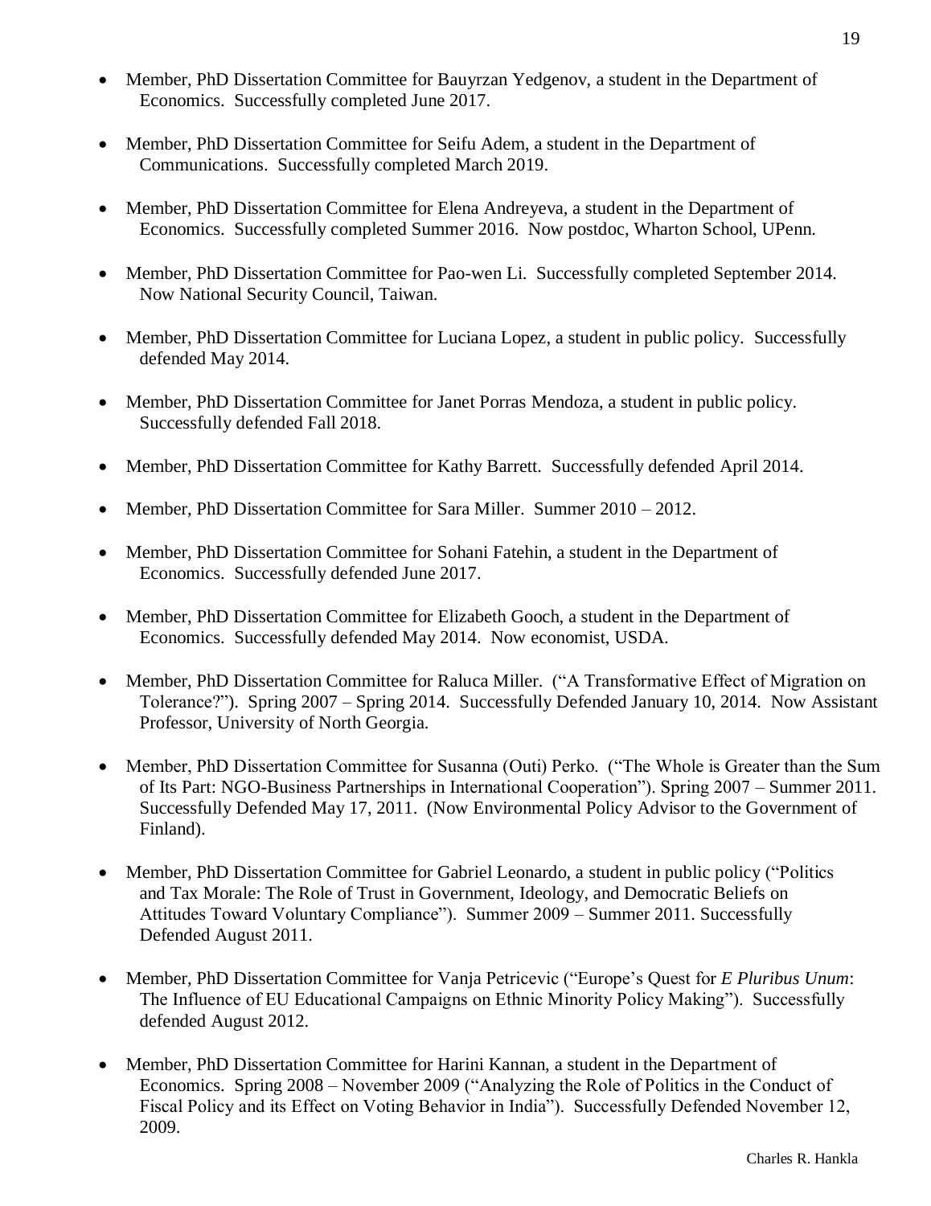- Member, PhD Dissertation Committee for Bauyrzan Yedgenov, a student in the Department of Economics. Successfully completed June 2017.

- Member, PhD Dissertation Committee for Seifu Adem, a student in the Department of Communications. Successfully completed March 2019.

- Member, PhD Dissertation Committee for Elena Andreyeva, a student in the Department of Economics. Successfully completed Summer 2016. Now postdoc, Wharton School, UPenn.

- Member, PhD Dissertation Committee for Pao-wen Li. Successfully completed September 2014. Now National Security Council, Taiwan.

- Member, PhD Dissertation Committee for Luciana Lopez, a student in public policy. Successfully defended May 2014.

- Member, PhD Dissertation Committee for Janet Porras Mendoza, a student in public policy. Successfully defended Fall 2018.

- Member, PhD Dissertation Committee for Kathy Barrett. Successfully defended April 2014.

- Member, PhD Dissertation Committee for Sara Miller. Summer 2010 – 2012.

- Member, PhD Dissertation Committee for Sohani Fatehin, a student in the Department of Economics. Successfully defended June 2017.

- Member, PhD Dissertation Committee for Elizabeth Gooch, a student in the Department of Economics. Successfully defended May 2014. Now economist, USDA.

- Member, PhD Dissertation Committee for Raluca Miller. ("A Transformative Effect of Migration on Tolerance?"). Spring 2007 – Spring 2014. Successfully Defended January 10, 2014. Now Assistant Professor, University of North Georgia.

- Member, PhD Dissertation Committee for Susanna (Outi) Perko. ("The Whole is Greater than the Sum of Its Part: NGO-Business Partnerships in International Cooperation"). Spring 2007 – Summer 2011. Successfully Defended May 17, 2011. (Now Environmental Policy Advisor to the Government of Finland).

- Member, PhD Dissertation Committee for Gabriel Leonardo, a student in public policy ("Politics and Tax Morale: The Role of Trust in Government, Ideology, and Democratic Beliefs on Attitudes Toward Voluntary Compliance"). Summer 2009 – Summer 2011. Successfully Defended August 2011.

- Member, PhD Dissertation Committee for Vanja Petricevic ("Europe's Quest for *E Pluribus Unum*: The Influence of EU Educational Campaigns on Ethnic Minority Policy Making"). Successfully defended August 2012.

- Member, PhD Dissertation Committee for Harini Kannan, a student in the Department of Economics. Spring 2008 – November 2009 ("Analyzing the Role of Politics in the Conduct of Fiscal Policy and its Effect on Voting Behavior in India"). Successfully Defended November 12, 2009.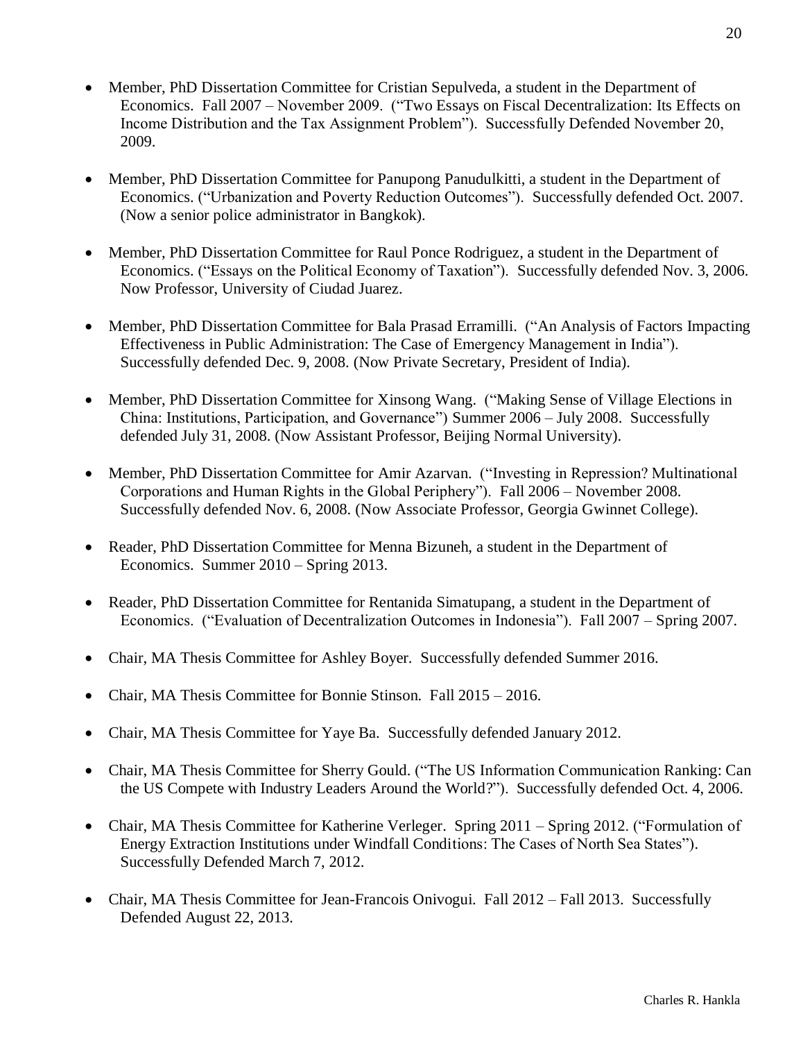- Member, PhD Dissertation Committee for Cristian Sepulveda, a student in the Department of Economics. Fall 2007 – November 2009. ("Two Essays on Fiscal Decentralization: Its Effects on Income Distribution and the Tax Assignment Problem"). Successfully Defended November 20, 2009.

- Member, PhD Dissertation Committee for Panupong Panudulkitti, a student in the Department of Economics. ("Urbanization and Poverty Reduction Outcomes"). Successfully defended Oct. 2007. (Now a senior police administrator in Bangkok).

- Member, PhD Dissertation Committee for Raul Ponce Rodriguez, a student in the Department of Economics. ("Essays on the Political Economy of Taxation"). Successfully defended Nov. 3, 2006. Now Professor, University of Ciudad Juarez.

- Member, PhD Dissertation Committee for Bala Prasad Erramilli. ("An Analysis of Factors Impacting Effectiveness in Public Administration: The Case of Emergency Management in India"). Successfully defended Dec. 9, 2008. (Now Private Secretary, President of India).

- Member, PhD Dissertation Committee for Xinsong Wang. ("Making Sense of Village Elections in China: Institutions, Participation, and Governance") Summer 2006 – July 2008. Successfully defended July 31, 2008. (Now Assistant Professor, Beijing Normal University).

- Member, PhD Dissertation Committee for Amir Azarvan. ("Investing in Repression? Multinational Corporations and Human Rights in the Global Periphery"). Fall 2006 – November 2008. Successfully defended Nov. 6, 2008. (Now Associate Professor, Georgia Gwinnet College).

- Reader, PhD Dissertation Committee for Menna Bizuneh, a student in the Department of Economics. Summer 2010 – Spring 2013.

- Reader, PhD Dissertation Committee for Rentanida Simatupang, a student in the Department of Economics. ("Evaluation of Decentralization Outcomes in Indonesia"). Fall 2007 – Spring 2007.

- Chair, MA Thesis Committee for Ashley Boyer. Successfully defended Summer 2016.

- Chair, MA Thesis Committee for Bonnie Stinson. Fall 2015 – 2016.

- Chair, MA Thesis Committee for Yaye Ba. Successfully defended January 2012.

- Chair, MA Thesis Committee for Sherry Gould. ("The US Information Communication Ranking: Can the US Compete with Industry Leaders Around the World?"). Successfully defended Oct. 4, 2006.

- Chair, MA Thesis Committee for Katherine Verleger. Spring 2011 – Spring 2012. ("Formulation of Energy Extraction Institutions under Windfall Conditions: The Cases of North Sea States"). Successfully Defended March 7, 2012.

- Chair, MA Thesis Committee for Jean-Francois Onivogui. Fall 2012 – Fall 2013. Successfully Defended August 22, 2013.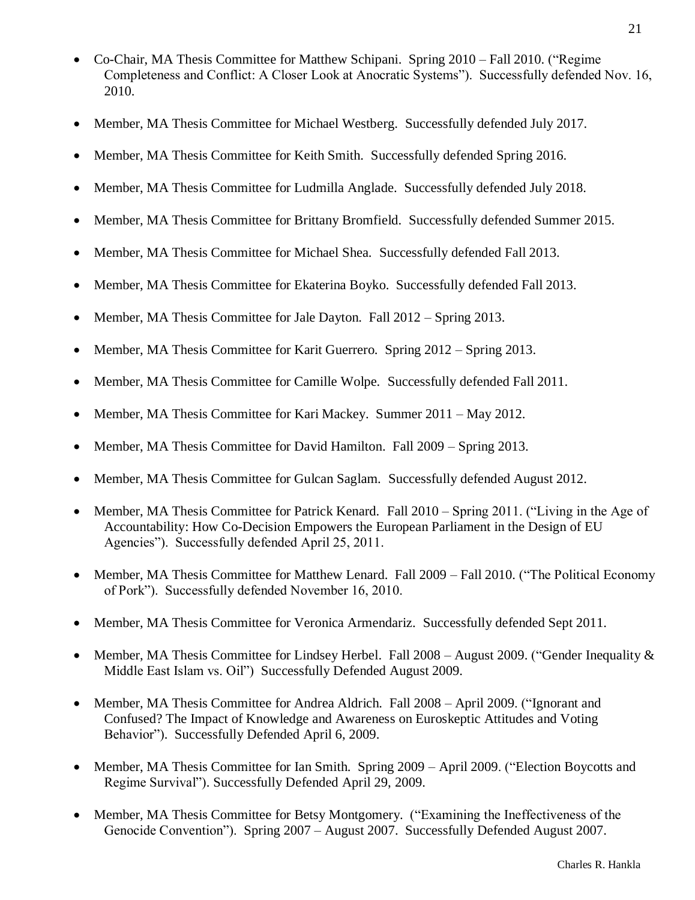- Co-Chair, MA Thesis Committee for Matthew Schipani. Spring 2010 – Fall 2010. ("Regime Completeness and Conflict: A Closer Look at Anocratic Systems"). Successfully defended Nov. 16, 2010.

- Member, MA Thesis Committee for Michael Westberg. Successfully defended July 2017.

- Member, MA Thesis Committee for Keith Smith. Successfully defended Spring 2016.

- Member, MA Thesis Committee for Ludmilla Anglade. Successfully defended July 2018.

- Member, MA Thesis Committee for Brittany Bromfield. Successfully defended Summer 2015.

- Member, MA Thesis Committee for Michael Shea. Successfully defended Fall 2013.

- Member, MA Thesis Committee for Ekaterina Boyko. Successfully defended Fall 2013.

- Member, MA Thesis Committee for Jale Dayton. Fall 2012 – Spring 2013.

- Member, MA Thesis Committee for Karit Guerrero. Spring 2012 – Spring 2013.

- Member, MA Thesis Committee for Camille Wolpe. Successfully defended Fall 2011.

- Member, MA Thesis Committee for Kari Mackey. Summer 2011 – May 2012.

- Member, MA Thesis Committee for David Hamilton. Fall 2009 – Spring 2013.

- Member, MA Thesis Committee for Gulcan Saglam. Successfully defended August 2012.

- Member, MA Thesis Committee for Patrick Kenard. Fall 2010 – Spring 2011. ("Living in the Age of Accountability: How Co-Decision Empowers the European Parliament in the Design of EU Agencies"). Successfully defended April 25, 2011.

- Member, MA Thesis Committee for Matthew Lenard. Fall 2009 – Fall 2010. ("The Political Economy of Pork"). Successfully defended November 16, 2010.

- Member, MA Thesis Committee for Veronica Armendariz. Successfully defended Sept 2011.

- Member, MA Thesis Committee for Lindsey Herbel. Fall 2008 – August 2009. ("Gender Inequality & Middle East Islam vs. Oil") Successfully Defended August 2009.

- Member, MA Thesis Committee for Andrea Aldrich. Fall 2008 – April 2009. ("Ignorant and Confused? The Impact of Knowledge and Awareness on Euroskeptic Attitudes and Voting Behavior"). Successfully Defended April 6, 2009.

- Member, MA Thesis Committee for Ian Smith. Spring 2009 – April 2009. ("Election Boycotts and Regime Survival"). Successfully Defended April 29, 2009.

- Member, MA Thesis Committee for Betsy Montgomery. ("Examining the Ineffectiveness of the Genocide Convention"). Spring 2007 – August 2007. Successfully Defended August 2007.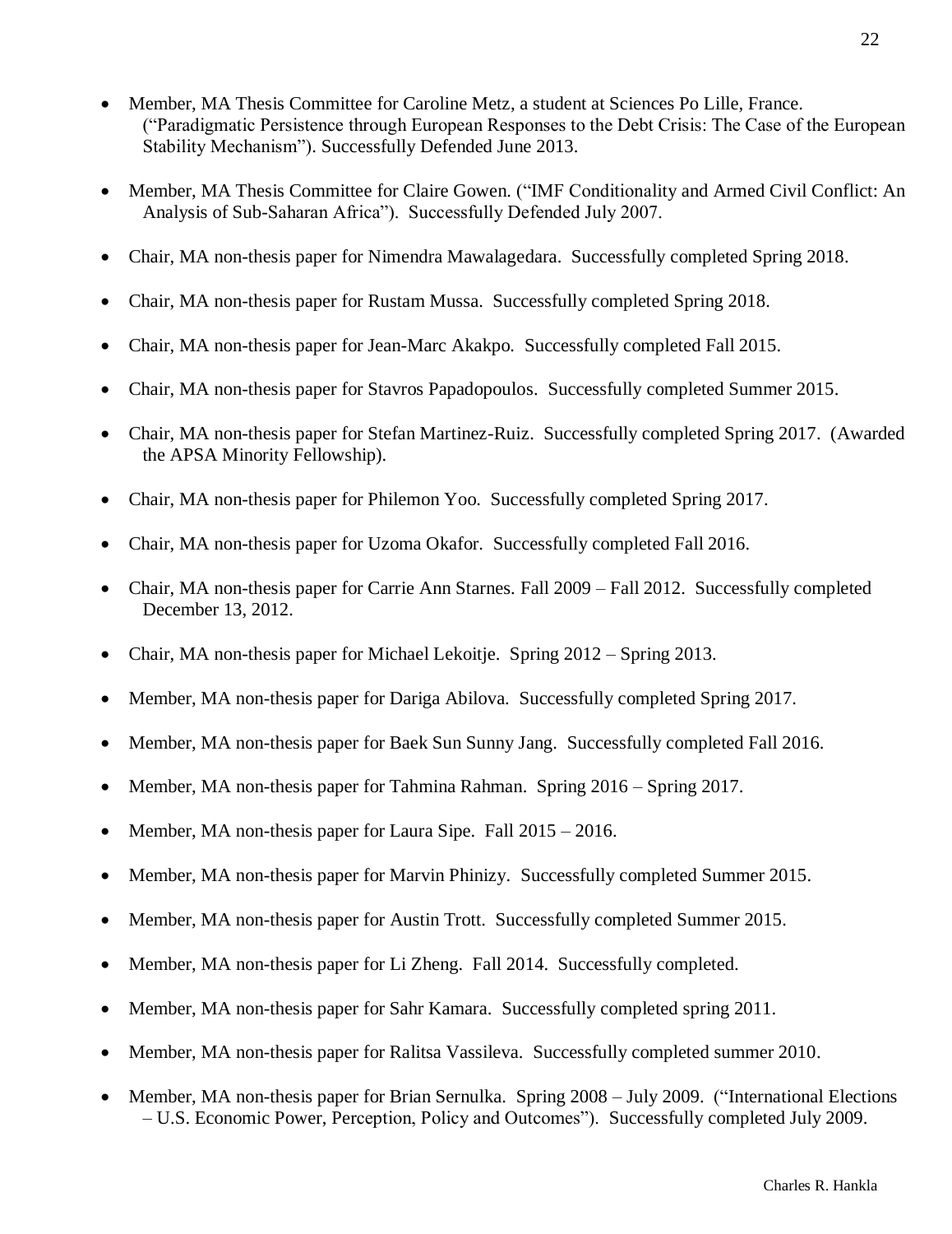- Member, MA Thesis Committee for Caroline Metz, a student at Sciences Po Lille, France. ("Paradigmatic Persistence through European Responses to the Debt Crisis: The Case of the European Stability Mechanism"). Successfully Defended June 2013.

- Member, MA Thesis Committee for Claire Gowen. ("IMF Conditionality and Armed Civil Conflict: An Analysis of Sub-Saharan Africa"). Successfully Defended July 2007.

- Chair, MA non-thesis paper for Nimendra Mawalagedara. Successfully completed Spring 2018.

- Chair, MA non-thesis paper for Rustam Mussa. Successfully completed Spring 2018.

- Chair, MA non-thesis paper for Jean-Marc Akakpo. Successfully completed Fall 2015.

- Chair, MA non-thesis paper for Stavros Papadopoulos. Successfully completed Summer 2015.

- Chair, MA non-thesis paper for Stefan Martinez-Ruiz. Successfully completed Spring 2017. (Awarded the APSA Minority Fellowship).

- Chair, MA non-thesis paper for Philemon Yoo. Successfully completed Spring 2017.

- Chair, MA non-thesis paper for Uzoma Okafor. Successfully completed Fall 2016.

- Chair, MA non-thesis paper for Carrie Ann Starnes. Fall 2009 – Fall 2012. Successfully completed December 13, 2012.

- Chair, MA non-thesis paper for Michael Lekoitje. Spring 2012 – Spring 2013.

- Member, MA non-thesis paper for Dariga Abilova. Successfully completed Spring 2017.

- Member, MA non-thesis paper for Baek Sun Sunny Jang. Successfully completed Fall 2016.

- Member, MA non-thesis paper for Tahmina Rahman. Spring 2016 – Spring 2017.

- Member, MA non-thesis paper for Laura Sipe. Fall 2015 – 2016.

- Member, MA non-thesis paper for Marvin Phinizy. Successfully completed Summer 2015.

- Member, MA non-thesis paper for Austin Trott. Successfully completed Summer 2015.

- Member, MA non-thesis paper for Li Zheng. Fall 2014. Successfully completed.

- Member, MA non-thesis paper for Sahr Kamara. Successfully completed spring 2011.

- Member, MA non-thesis paper for Ralitsa Vassileva. Successfully completed summer 2010.

- Member, MA non-thesis paper for Brian Sernulka. Spring 2008 – July 2009. ("International Elections – U.S. Economic Power, Perception, Policy and Outcomes"). Successfully completed July 2009.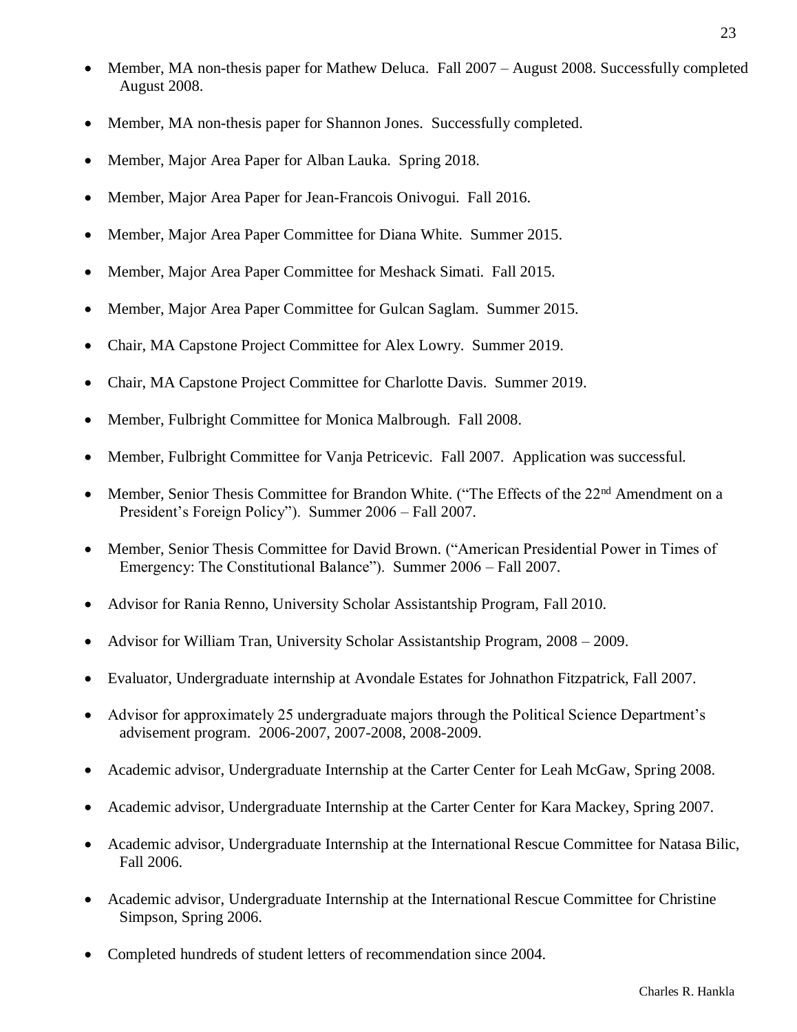- Member, MA non-thesis paper for Mathew Deluca. Fall 2007 – August 2008. Successfully completed August 2008.
- Member, MA non-thesis paper for Shannon Jones. Successfully completed.
- Member, Major Area Paper for Alban Lauka. Spring 2018.
- Member, Major Area Paper for Jean-Francois Onivogui. Fall 2016.
- Member, Major Area Paper Committee for Diana White. Summer 2015.
- Member, Major Area Paper Committee for Meshack Simati. Fall 2015.
- Member, Major Area Paper Committee for Gulcan Saglam. Summer 2015.
- Chair, MA Capstone Project Committee for Alex Lowry. Summer 2019.
- Chair, MA Capstone Project Committee for Charlotte Davis. Summer 2019.
- Member, Fulbright Committee for Monica Malbrough. Fall 2008.
- Member, Fulbright Committee for Vanja Petricevic. Fall 2007. Application was successful.
- Member, Senior Thesis Committee for Brandon White. ("The Effects of the 22nd Amendment on a President's Foreign Policy"). Summer 2006 – Fall 2007.
- Member, Senior Thesis Committee for David Brown. ("American Presidential Power in Times of Emergency: The Constitutional Balance"). Summer 2006 – Fall 2007.
- Advisor for Rania Renno, University Scholar Assistantship Program, Fall 2010.
- Advisor for William Tran, University Scholar Assistantship Program, 2008 – 2009.
- Evaluator, Undergraduate internship at Avondale Estates for Johnathon Fitzpatrick, Fall 2007.
- Advisor for approximately 25 undergraduate majors through the Political Science Department's advisement program. 2006-2007, 2007-2008, 2008-2009.
- Academic advisor, Undergraduate Internship at the Carter Center for Leah McGaw, Spring 2008.
- Academic advisor, Undergraduate Internship at the Carter Center for Kara Mackey, Spring 2007.
- Academic advisor, Undergraduate Internship at the International Rescue Committee for Natasa Bilic, Fall 2006.
- Academic advisor, Undergraduate Internship at the International Rescue Committee for Christine Simpson, Spring 2006.
- Completed hundreds of student letters of recommendation since 2004.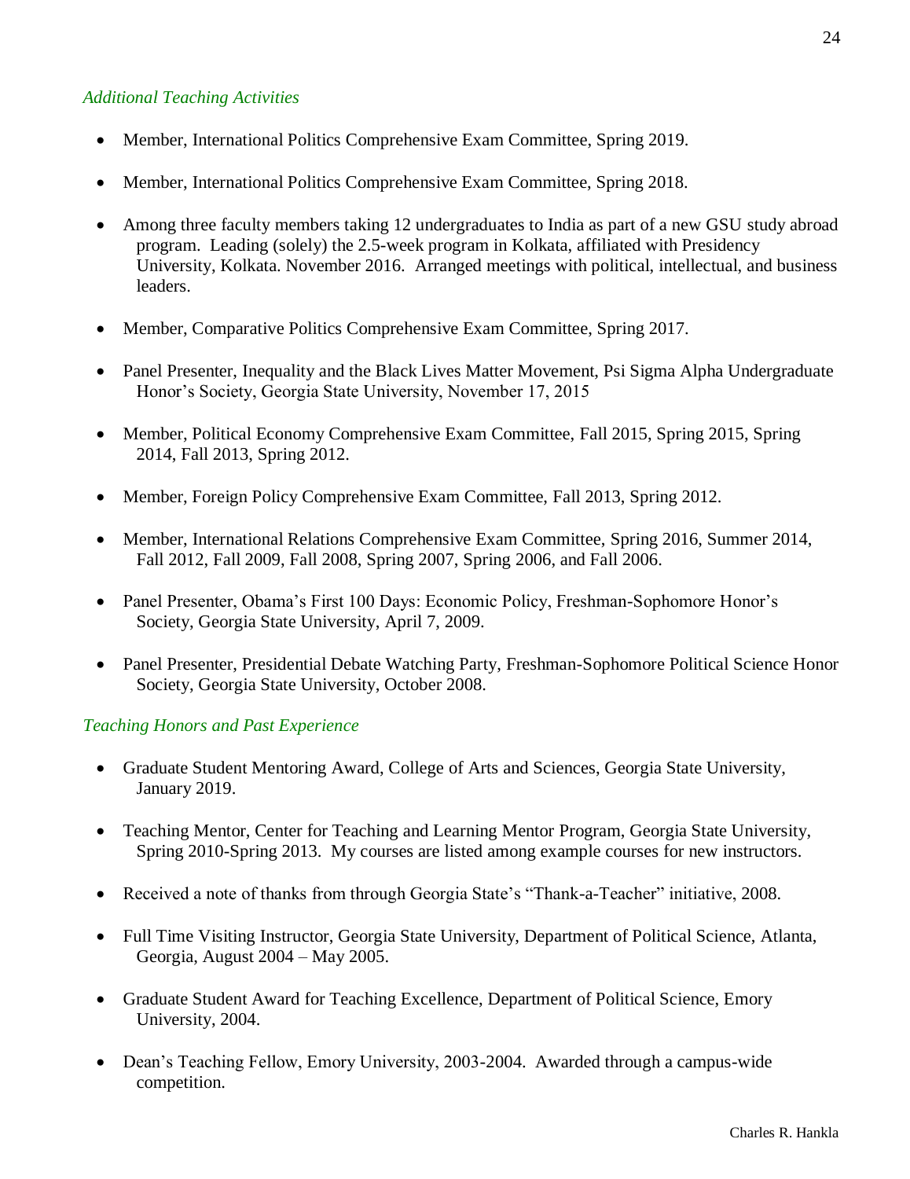*Additional Teaching Activities*

- Member, International Politics Comprehensive Exam Committee, Spring 2019.
- Member, International Politics Comprehensive Exam Committee, Spring 2018.
- Among three faculty members taking 12 undergraduates to India as part of a new GSU study abroad program. Leading (solely) the 2.5-week program in Kolkata, affiliated with Presidency University, Kolkata. November 2016. Arranged meetings with political, intellectual, and business leaders.
- Member, Comparative Politics Comprehensive Exam Committee, Spring 2017.
- Panel Presenter, Inequality and the Black Lives Matter Movement, Psi Sigma Alpha Undergraduate Honor's Society, Georgia State University, November 17, 2015
- Member, Political Economy Comprehensive Exam Committee, Fall 2015, Spring 2015, Spring 2014, Fall 2013, Spring 2012.
- Member, Foreign Policy Comprehensive Exam Committee, Fall 2013, Spring 2012.
- Member, International Relations Comprehensive Exam Committee, Spring 2016, Summer 2014, Fall 2012, Fall 2009, Fall 2008, Spring 2007, Spring 2006, and Fall 2006.
- Panel Presenter, Obama's First 100 Days: Economic Policy, Freshman-Sophomore Honor's Society, Georgia State University, April 7, 2009.
- Panel Presenter, Presidential Debate Watching Party, Freshman-Sophomore Political Science Honor Society, Georgia State University, October 2008.

*Teaching Honors and Past Experience*

- Graduate Student Mentoring Award, College of Arts and Sciences, Georgia State University, January 2019.
- Teaching Mentor, Center for Teaching and Learning Mentor Program, Georgia State University, Spring 2010-Spring 2013. My courses are listed among example courses for new instructors.
- Received a note of thanks from through Georgia State's "Thank-a-Teacher" initiative, 2008.
- Full Time Visiting Instructor, Georgia State University, Department of Political Science, Atlanta, Georgia, August 2004 – May 2005.
- Graduate Student Award for Teaching Excellence, Department of Political Science, Emory University, 2004.
- Dean's Teaching Fellow, Emory University, 2003-2004. Awarded through a campus-wide competition.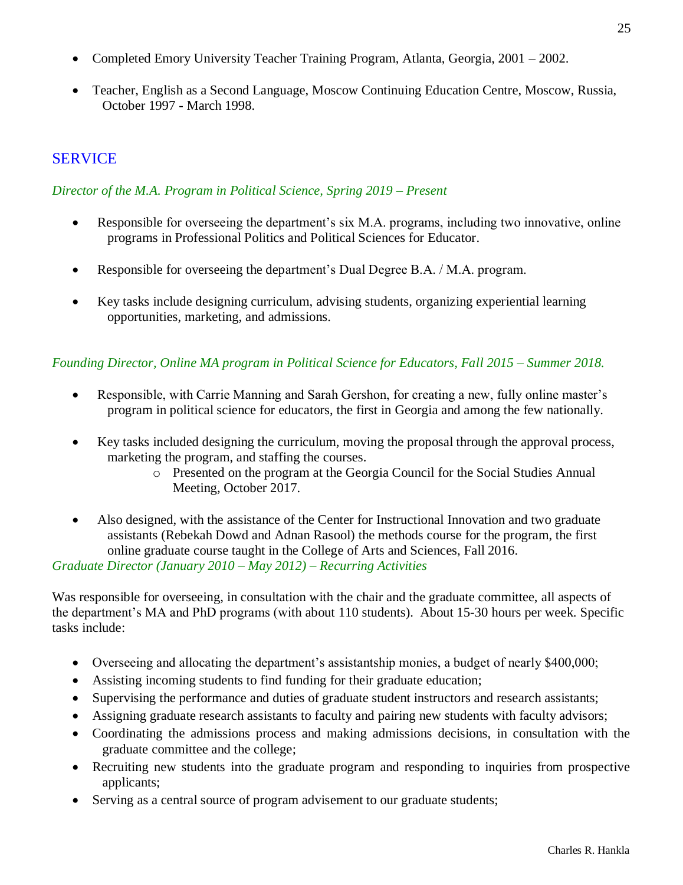- Completed Emory University Teacher Training Program, Atlanta, Georgia, 2001 – 2002.

- Teacher, English as a Second Language, Moscow Continuing Education Centre, Moscow, Russia, October 1997 - March 1998.

## SERVICE

*Director of the M.A. Program in Political Science, Spring 2019 – Present*

- Responsible for overseeing the department's six M.A. programs, including two innovative, online programs in Professional Politics and Political Sciences for Educator.

- Responsible for overseeing the department's Dual Degree B.A. / M.A. program.

- Key tasks include designing curriculum, advising students, organizing experiential learning opportunities, marketing, and admissions.

*Founding Director, Online MA program in Political Science for Educators, Fall 2015 – Summer 2018.*

- Responsible, with Carrie Manning and Sarah Gershon, for creating a new, fully online master's program in political science for educators, the first in Georgia and among the few nationally.

- Key tasks included designing the curriculum, moving the proposal through the approval process, marketing the program, and staffing the courses.
    - Presented on the program at the Georgia Council for the Social Studies Annual Meeting, October 2017.

- Also designed, with the assistance of the Center for Instructional Innovation and two graduate assistants (Rebekah Dowd and Adnan Rasool) the methods course for the program, the first online graduate course taught in the College of Arts and Sciences, Fall 2016.

*Graduate Director (January 2010 – May 2012) – Recurring Activities*

Was responsible for overseeing, in consultation with the chair and the graduate committee, all aspects of the department's MA and PhD programs (with about 110 students). About 15-30 hours per week. Specific tasks include:

- Overseeing and allocating the department's assistantship monies, a budget of nearly $400,000;
- Assisting incoming students to find funding for their graduate education;
- Supervising the performance and duties of graduate student instructors and research assistants;
- Assigning graduate research assistants to faculty and pairing new students with faculty advisors;
- Coordinating the admissions process and making admissions decisions, in consultation with the graduate committee and the college;
- Recruiting new students into the graduate program and responding to inquiries from prospective applicants;
- Serving as a central source of program advisement to our graduate students;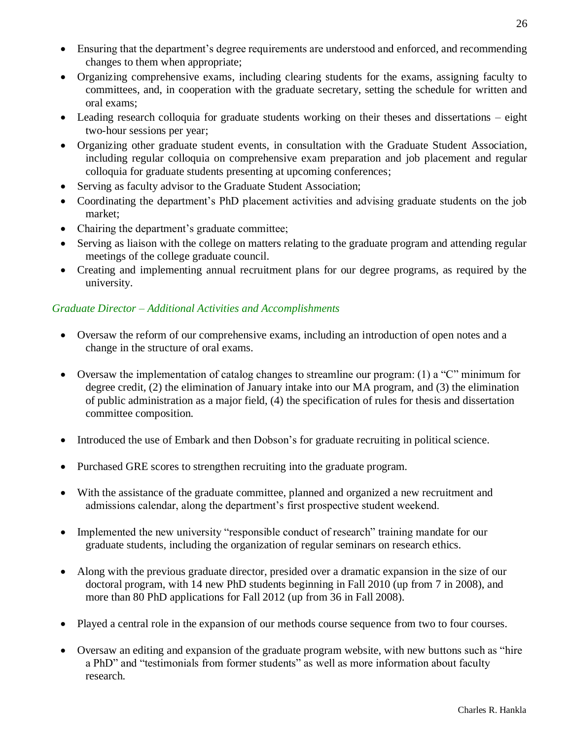- Ensuring that the department's degree requirements are understood and enforced, and recommending changes to them when appropriate;
- Organizing comprehensive exams, including clearing students for the exams, assigning faculty to committees, and, in cooperation with the graduate secretary, setting the schedule for written and oral exams;
- Leading research colloquia for graduate students working on their theses and dissertations – eight two-hour sessions per year;
- Organizing other graduate student events, in consultation with the Graduate Student Association, including regular colloquia on comprehensive exam preparation and job placement and regular colloquia for graduate students presenting at upcoming conferences;
- Serving as faculty advisor to the Graduate Student Association;
- Coordinating the department's PhD placement activities and advising graduate students on the job market;
- Chairing the department's graduate committee;
- Serving as liaison with the college on matters relating to the graduate program and attending regular meetings of the college graduate council.
- Creating and implementing annual recruitment plans for our degree programs, as required by the university.

*Graduate Director – Additional Activities and Accomplishments*

- Oversaw the reform of our comprehensive exams, including an introduction of open notes and a change in the structure of oral exams.

- Oversaw the implementation of catalog changes to streamline our program: (1) a "C" minimum for degree credit, (2) the elimination of January intake into our MA program, and (3) the elimination of public administration as a major field, (4) the specification of rules for thesis and dissertation committee composition.

- Introduced the use of Embark and then Dobson's for graduate recruiting in political science.

- Purchased GRE scores to strengthen recruiting into the graduate program.

- With the assistance of the graduate committee, planned and organized a new recruitment and admissions calendar, along the department's first prospective student weekend.

- Implemented the new university "responsible conduct of research" training mandate for our graduate students, including the organization of regular seminars on research ethics.

- Along with the previous graduate director, presided over a dramatic expansion in the size of our doctoral program, with 14 new PhD students beginning in Fall 2010 (up from 7 in 2008), and more than 80 PhD applications for Fall 2012 (up from 36 in Fall 2008).

- Played a central role in the expansion of our methods course sequence from two to four courses.

- Oversaw an editing and expansion of the graduate program website, with new buttons such as "hire a PhD" and "testimonials from former students" as well as more information about faculty research.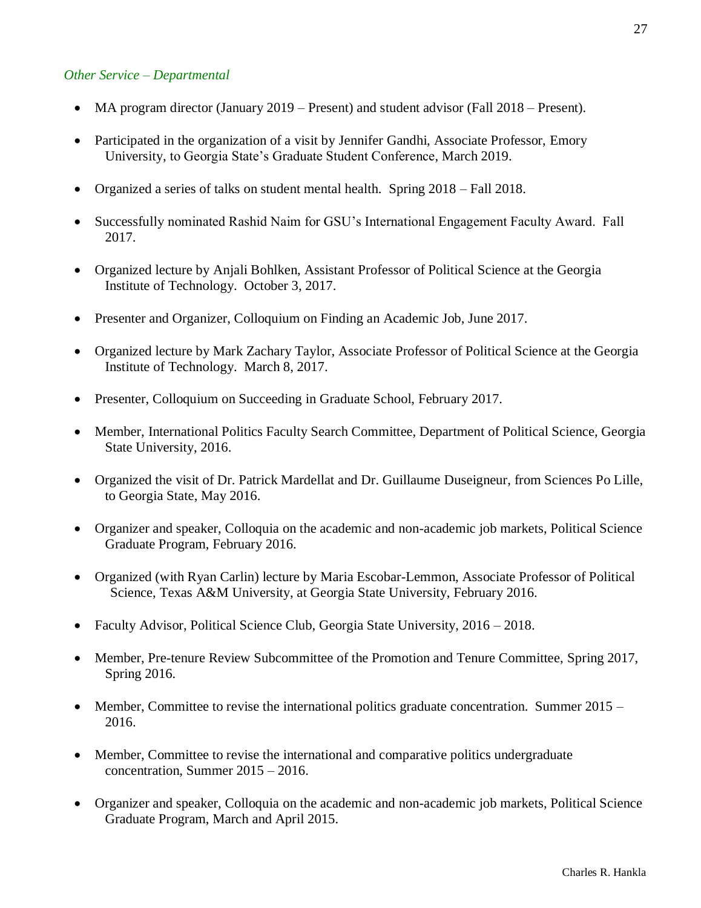*Other Service – Departmental*

- MA program director (January 2019 – Present) and student advisor (Fall 2018 – Present).
- Participated in the organization of a visit by Jennifer Gandhi, Associate Professor, Emory University, to Georgia State's Graduate Student Conference, March 2019.
- Organized a series of talks on student mental health. Spring 2018 – Fall 2018.
- Successfully nominated Rashid Naim for GSU's International Engagement Faculty Award. Fall 2017.
- Organized lecture by Anjali Bohlken, Assistant Professor of Political Science at the Georgia Institute of Technology. October 3, 2017.
- Presenter and Organizer, Colloquium on Finding an Academic Job, June 2017.
- Organized lecture by Mark Zachary Taylor, Associate Professor of Political Science at the Georgia Institute of Technology. March 8, 2017.
- Presenter, Colloquium on Succeeding in Graduate School, February 2017.
- Member, International Politics Faculty Search Committee, Department of Political Science, Georgia State University, 2016.
- Organized the visit of Dr. Patrick Mardellat and Dr. Guillaume Duseigneur, from Sciences Po Lille, to Georgia State, May 2016.
- Organizer and speaker, Colloquia on the academic and non-academic job markets, Political Science Graduate Program, February 2016.
- Organized (with Ryan Carlin) lecture by Maria Escobar-Lemmon, Associate Professor of Political Science, Texas A&M University, at Georgia State University, February 2016.
- Faculty Advisor, Political Science Club, Georgia State University, 2016 – 2018.
- Member, Pre-tenure Review Subcommittee of the Promotion and Tenure Committee, Spring 2017, Spring 2016.
- Member, Committee to revise the international politics graduate concentration. Summer 2015 – 2016.
- Member, Committee to revise the international and comparative politics undergraduate concentration, Summer 2015 – 2016.
- Organizer and speaker, Colloquia on the academic and non-academic job markets, Political Science Graduate Program, March and April 2015.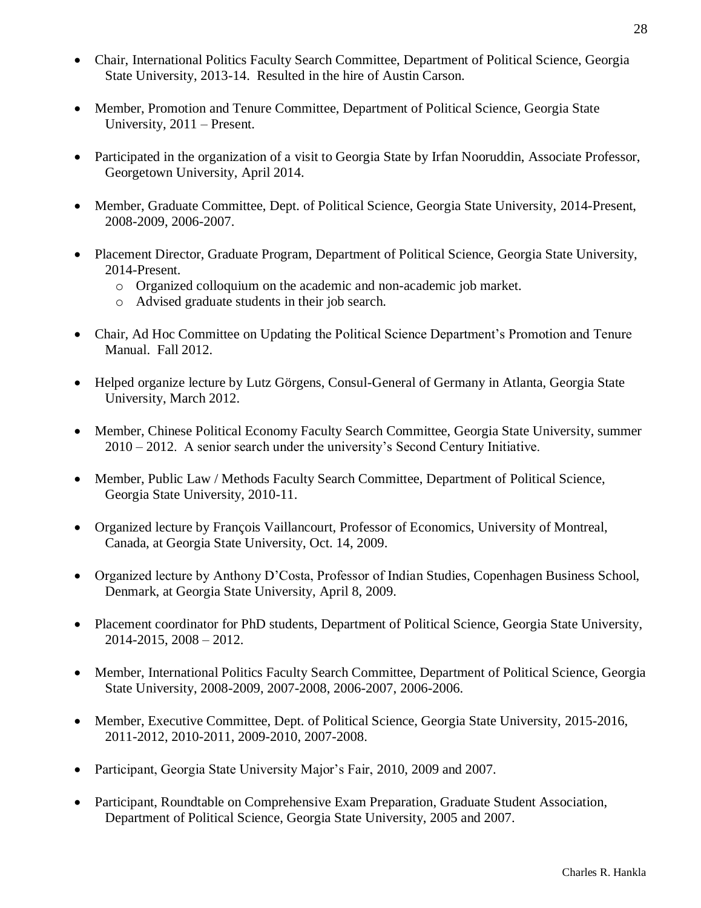- Chair, International Politics Faculty Search Committee, Department of Political Science, Georgia State University, 2013-14. Resulted in the hire of Austin Carson.

- Member, Promotion and Tenure Committee, Department of Political Science, Georgia State University, 2011 – Present.

- Participated in the organization of a visit to Georgia State by Irfan Nooruddin, Associate Professor, Georgetown University, April 2014.

- Member, Graduate Committee, Dept. of Political Science, Georgia State University, 2014-Present, 2008-2009, 2006-2007.

- Placement Director, Graduate Program, Department of Political Science, Georgia State University, 2014-Present.
  - Organized colloquium on the academic and non-academic job market.
  - Advised graduate students in their job search.

- Chair, Ad Hoc Committee on Updating the Political Science Department's Promotion and Tenure Manual. Fall 2012.

- Helped organize lecture by Lutz Görgens, Consul-General of Germany in Atlanta, Georgia State University, March 2012.

- Member, Chinese Political Economy Faculty Search Committee, Georgia State University, summer 2010 – 2012. A senior search under the university's Second Century Initiative.

- Member, Public Law / Methods Faculty Search Committee, Department of Political Science, Georgia State University, 2010-11.

- Organized lecture by François Vaillancourt, Professor of Economics, University of Montreal, Canada, at Georgia State University, Oct. 14, 2009.

- Organized lecture by Anthony D'Costa, Professor of Indian Studies, Copenhagen Business School, Denmark, at Georgia State University, April 8, 2009.

- Placement coordinator for PhD students, Department of Political Science, Georgia State University, 2014-2015, 2008 – 2012.

- Member, International Politics Faculty Search Committee, Department of Political Science, Georgia State University, 2008-2009, 2007-2008, 2006-2007, 2006-2006.

- Member, Executive Committee, Dept. of Political Science, Georgia State University, 2015-2016, 2011-2012, 2010-2011, 2009-2010, 2007-2008.

- Participant, Georgia State University Major's Fair, 2010, 2009 and 2007.

- Participant, Roundtable on Comprehensive Exam Preparation, Graduate Student Association, Department of Political Science, Georgia State University, 2005 and 2007.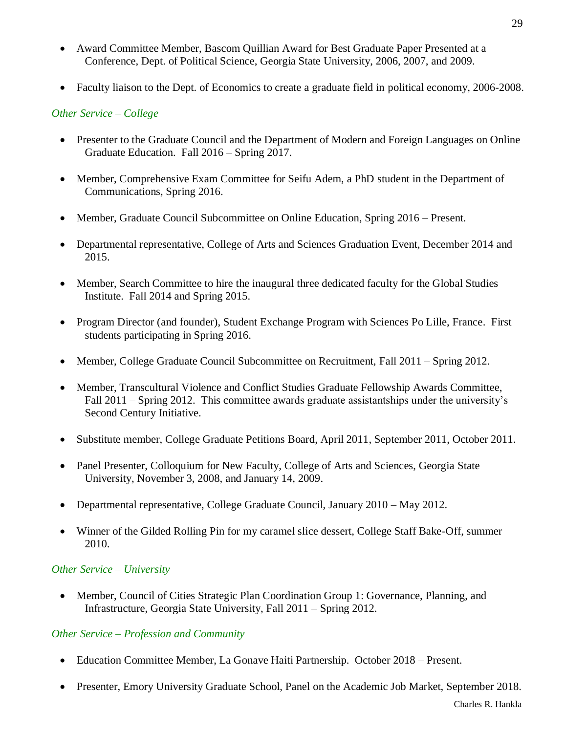- Award Committee Member, Bascom Quillian Award for Best Graduate Paper Presented at a Conference, Dept. of Political Science, Georgia State University, 2006, 2007, and 2009.

- Faculty liaison to the Dept. of Economics to create a graduate field in political economy, 2006-2008.

*Other Service – College*

- Presenter to the Graduate Council and the Department of Modern and Foreign Languages on Online Graduate Education. Fall 2016 – Spring 2017.

- Member, Comprehensive Exam Committee for Seifu Adem, a PhD student in the Department of Communications, Spring 2016.

- Member, Graduate Council Subcommittee on Online Education, Spring 2016 – Present.

- Departmental representative, College of Arts and Sciences Graduation Event, December 2014 and 2015.

- Member, Search Committee to hire the inaugural three dedicated faculty for the Global Studies Institute. Fall 2014 and Spring 2015.

- Program Director (and founder), Student Exchange Program with Sciences Po Lille, France. First students participating in Spring 2016.

- Member, College Graduate Council Subcommittee on Recruitment, Fall 2011 – Spring 2012.

- Member, Transcultural Violence and Conflict Studies Graduate Fellowship Awards Committee, Fall 2011 – Spring 2012. This committee awards graduate assistantships under the university's Second Century Initiative.

- Substitute member, College Graduate Petitions Board, April 2011, September 2011, October 2011.

- Panel Presenter, Colloquium for New Faculty, College of Arts and Sciences, Georgia State University, November 3, 2008, and January 14, 2009.

- Departmental representative, College Graduate Council, January 2010 – May 2012.

- Winner of the Gilded Rolling Pin for my caramel slice dessert, College Staff Bake-Off, summer 2010.

*Other Service – University*

- Member, Council of Cities Strategic Plan Coordination Group 1: Governance, Planning, and Infrastructure, Georgia State University, Fall 2011 – Spring 2012.

*Other Service – Profession and Community*

- Education Committee Member, La Gonave Haiti Partnership. October 2018 – Present.

- Presenter, Emory University Graduate School, Panel on the Academic Job Market, September 2018.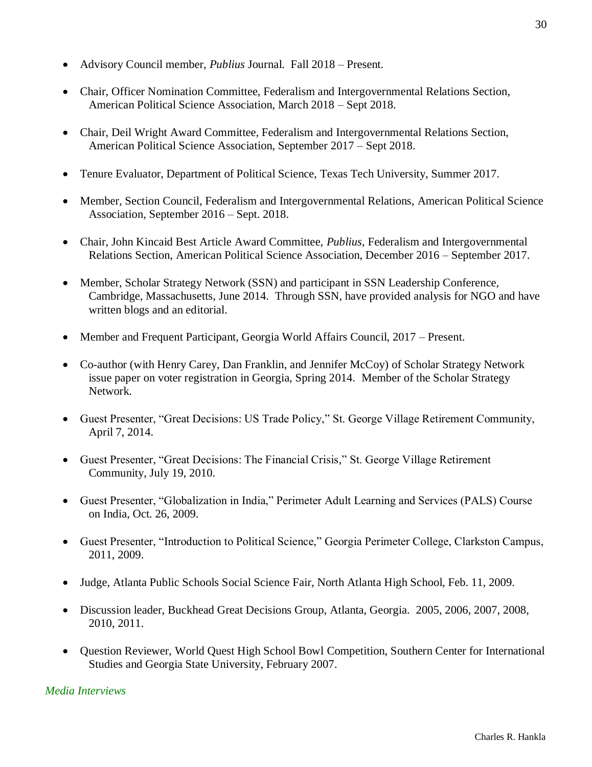- Advisory Council member, *Publius* Journal. Fall 2018 – Present.

- Chair, Officer Nomination Committee, Federalism and Intergovernmental Relations Section, American Political Science Association, March 2018 – Sept 2018.

- Chair, Deil Wright Award Committee, Federalism and Intergovernmental Relations Section, American Political Science Association, September 2017 – Sept 2018.

- Tenure Evaluator, Department of Political Science, Texas Tech University, Summer 2017.

- Member, Section Council, Federalism and Intergovernmental Relations, American Political Science Association, September 2016 – Sept. 2018.

- Chair, John Kincaid Best Article Award Committee, *Publius*, Federalism and Intergovernmental Relations Section, American Political Science Association, December 2016 – September 2017.

- Member, Scholar Strategy Network (SSN) and participant in SSN Leadership Conference, Cambridge, Massachusetts, June 2014. Through SSN, have provided analysis for NGO and have written blogs and an editorial.

- Member and Frequent Participant, Georgia World Affairs Council, 2017 – Present.

- Co-author (with Henry Carey, Dan Franklin, and Jennifer McCoy) of Scholar Strategy Network issue paper on voter registration in Georgia, Spring 2014. Member of the Scholar Strategy Network.

- Guest Presenter, "Great Decisions: US Trade Policy," St. George Village Retirement Community, April 7, 2014.

- Guest Presenter, "Great Decisions: The Financial Crisis," St. George Village Retirement Community, July 19, 2010.

- Guest Presenter, "Globalization in India," Perimeter Adult Learning and Services (PALS) Course on India, Oct. 26, 2009.

- Guest Presenter, "Introduction to Political Science," Georgia Perimeter College, Clarkston Campus, 2011, 2009.

- Judge, Atlanta Public Schools Social Science Fair, North Atlanta High School, Feb. 11, 2009.

- Discussion leader, Buckhead Great Decisions Group, Atlanta, Georgia. 2005, 2006, 2007, 2008, 2010, 2011.

- Question Reviewer, World Quest High School Bowl Competition, Southern Center for International Studies and Georgia State University, February 2007.

*Media Interviews*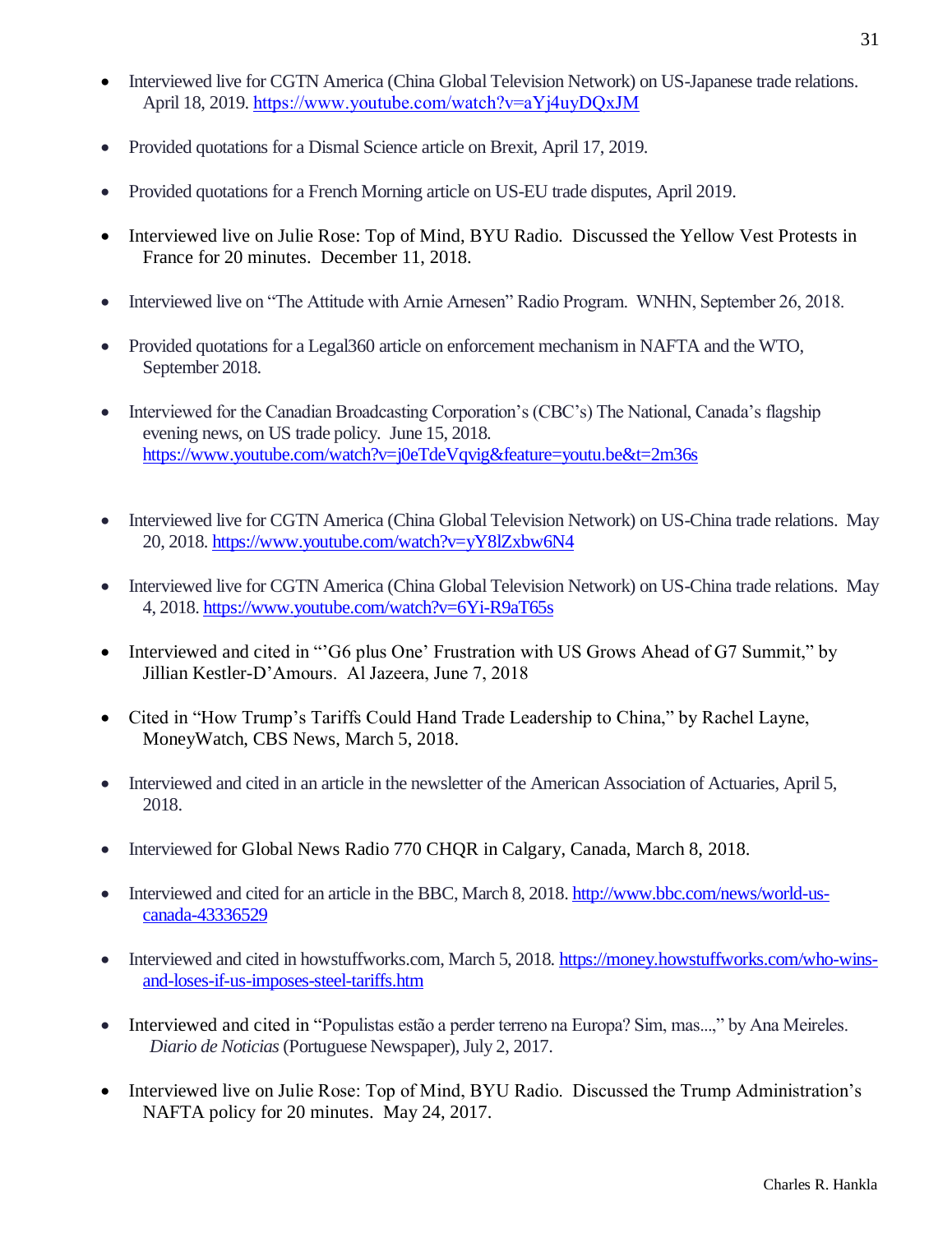- Interviewed live for CGTN America (China Global Television Network) on US-Japanese trade relations. April 18, 2019. https://www.youtube.com/watch?v=aYj4uyDQxJM

- Provided quotations for a Dismal Science article on Brexit, April 17, 2019.

- Provided quotations for a French Morning article on US-EU trade disputes, April 2019.

- Interviewed live on Julie Rose: Top of Mind, BYU Radio. Discussed the Yellow Vest Protests in France for 20 minutes. December 11, 2018.

- Interviewed live on "The Attitude with Arnie Arnesen" Radio Program. WNHN, September 26, 2018.

- Provided quotations for a Legal360 article on enforcement mechanism in NAFTA and the WTO, September 2018.

- Interviewed for the Canadian Broadcasting Corporation's (CBC's) The National, Canada's flagship evening news, on US trade policy. June 15, 2018. https://www.youtube.com/watch?v=j0eTdeVqvig&feature=youtu.be&t=2m36s

- Interviewed live for CGTN America (China Global Television Network) on US-China trade relations. May 20, 2018. https://www.youtube.com/watch?v=yY8lZxbw6N4

- Interviewed live for CGTN America (China Global Television Network) on US-China trade relations. May 4, 2018. https://www.youtube.com/watch?v=6Yi-R9aT65s

- Interviewed and cited in "'G6 plus One' Frustration with US Grows Ahead of G7 Summit," by Jillian Kestler-D'Amours. Al Jazeera, June 7, 2018

- Cited in "How Trump's Tariffs Could Hand Trade Leadership to China," by Rachel Layne, MoneyWatch, CBS News, March 5, 2018.

- Interviewed and cited in an article in the newsletter of the American Association of Actuaries, April 5, 2018.

- Interviewed for Global News Radio 770 CHQR in Calgary, Canada, March 8, 2018.

- Interviewed and cited for an article in the BBC, March 8, 2018. http://www.bbc.com/news/world-us-canada-43336529

- Interviewed and cited in howstuffworks.com, March 5, 2018. https://money.howstuffworks.com/who-wins-and-loses-if-us-imposes-steel-tariffs.htm

- Interviewed and cited in "Populistas estão a perder terreno na Europa? Sim, mas...," by Ana Meireles. *Diario de Noticias* (Portuguese Newspaper), July 2, 2017.

- Interviewed live on Julie Rose: Top of Mind, BYU Radio. Discussed the Trump Administration's NAFTA policy for 20 minutes. May 24, 2017.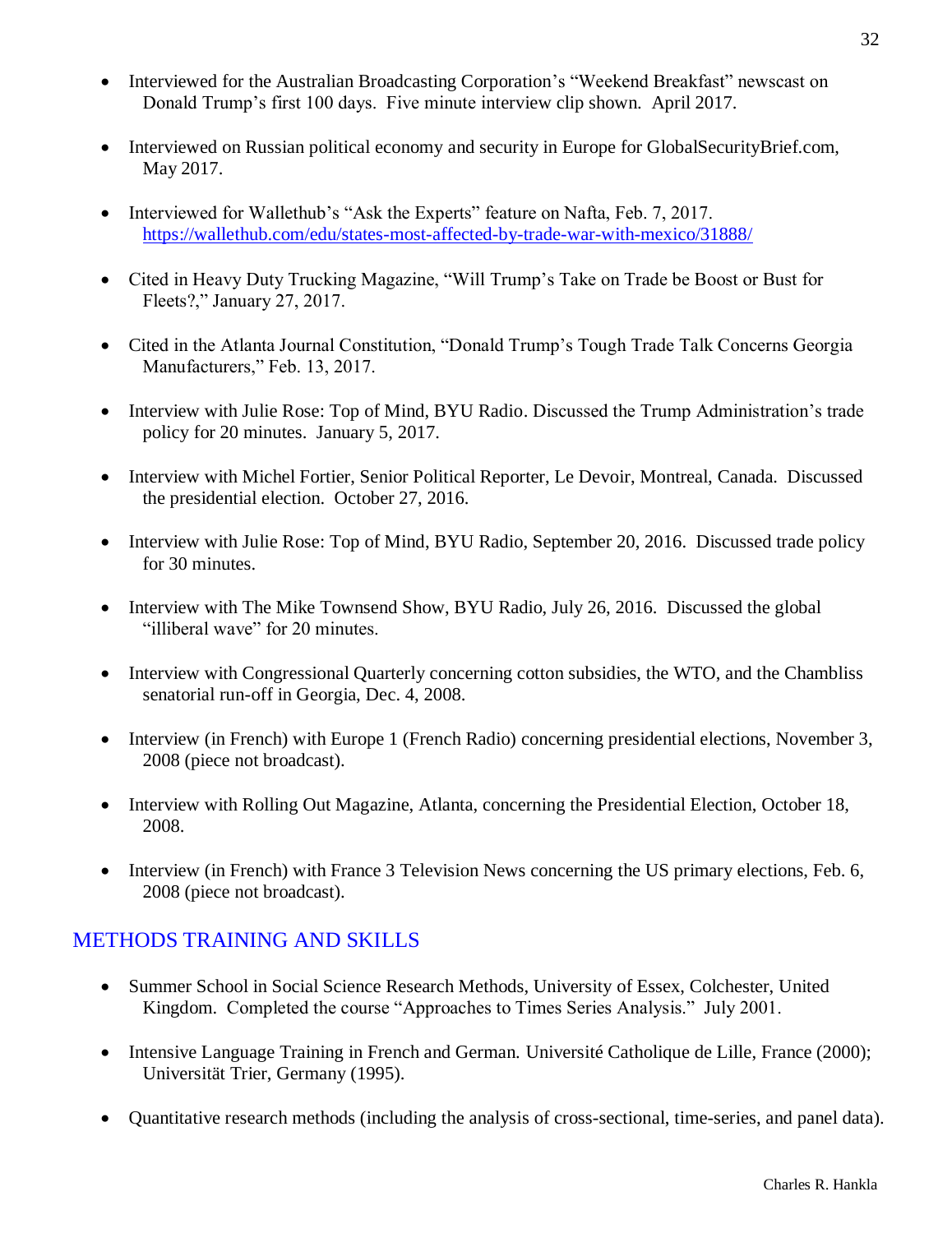- Interviewed for the Australian Broadcasting Corporation's "Weekend Breakfast" newscast on Donald Trump's first 100 days. Five minute interview clip shown. April 2017.

- Interviewed on Russian political economy and security in Europe for GlobalSecurityBrief.com, May 2017.

- Interviewed for Wallethub's "Ask the Experts" feature on Nafta, Feb. 7, 2017. https://wallethub.com/edu/states-most-affected-by-trade-war-with-mexico/31888/

- Cited in Heavy Duty Trucking Magazine, "Will Trump's Take on Trade be Boost or Bust for Fleets?," January 27, 2017.

- Cited in the Atlanta Journal Constitution, "Donald Trump's Tough Trade Talk Concerns Georgia Manufacturers," Feb. 13, 2017.

- Interview with Julie Rose: Top of Mind, BYU Radio. Discussed the Trump Administration's trade policy for 20 minutes. January 5, 2017.

- Interview with Michel Fortier, Senior Political Reporter, Le Devoir, Montreal, Canada. Discussed the presidential election. October 27, 2016.

- Interview with Julie Rose: Top of Mind, BYU Radio, September 20, 2016. Discussed trade policy for 30 minutes.

- Interview with The Mike Townsend Show, BYU Radio, July 26, 2016. Discussed the global "illiberal wave" for 20 minutes.

- Interview with Congressional Quarterly concerning cotton subsidies, the WTO, and the Chambliss senatorial run-off in Georgia, Dec. 4, 2008.

- Interview (in French) with Europe 1 (French Radio) concerning presidential elections, November 3, 2008 (piece not broadcast).

- Interview with Rolling Out Magazine, Atlanta, concerning the Presidential Election, October 18, 2008.

- Interview (in French) with France 3 Television News concerning the US primary elections, Feb. 6, 2008 (piece not broadcast).

## METHODS TRAINING AND SKILLS

- Summer School in Social Science Research Methods, University of Essex, Colchester, United Kingdom. Completed the course "Approaches to Times Series Analysis." July 2001.

- Intensive Language Training in French and German. Université Catholique de Lille, France (2000); Universität Trier, Germany (1995).

- Quantitative research methods (including the analysis of cross-sectional, time-series, and panel data).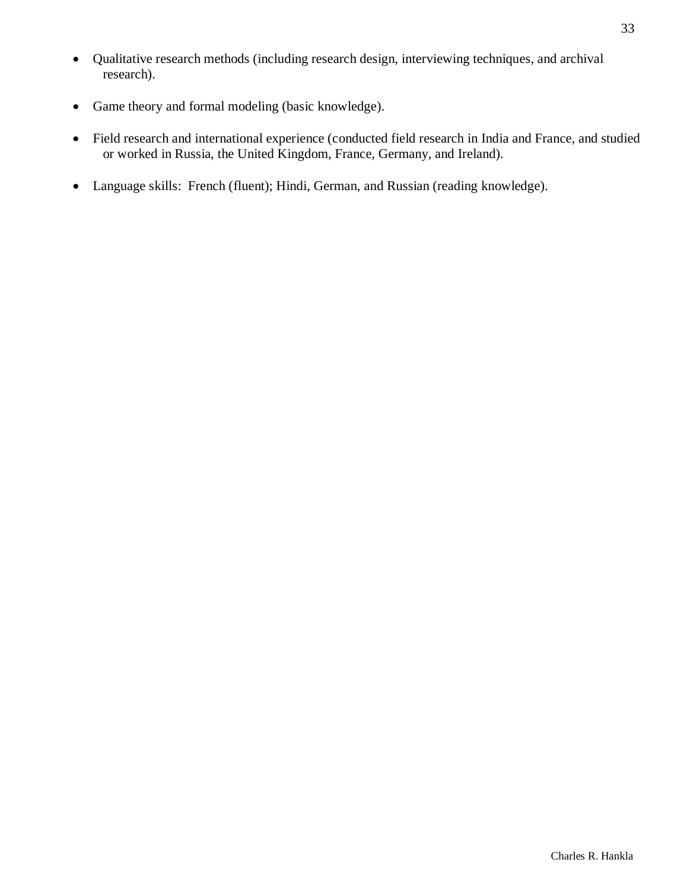- Qualitative research methods (including research design, interviewing techniques, and archival research).

- Game theory and formal modeling (basic knowledge).

- Field research and international experience (conducted field research in India and France, and studied or worked in Russia, the United Kingdom, France, Germany, and Ireland).

- Language skills: French (fluent); Hindi, German, and Russian (reading knowledge).